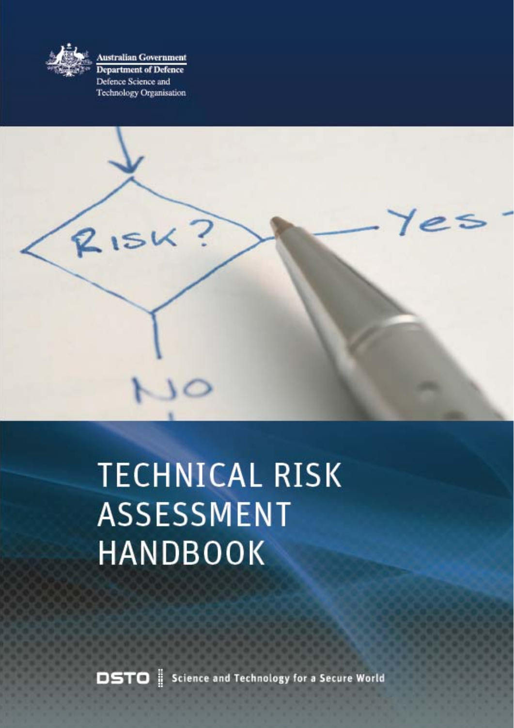Australian Government
Department of Defence
Defence Science and Technology Organisation

# TECHNICAL RISK ASSESSMENT HANDBOOK

DSTO | Science and Technology for a Secure World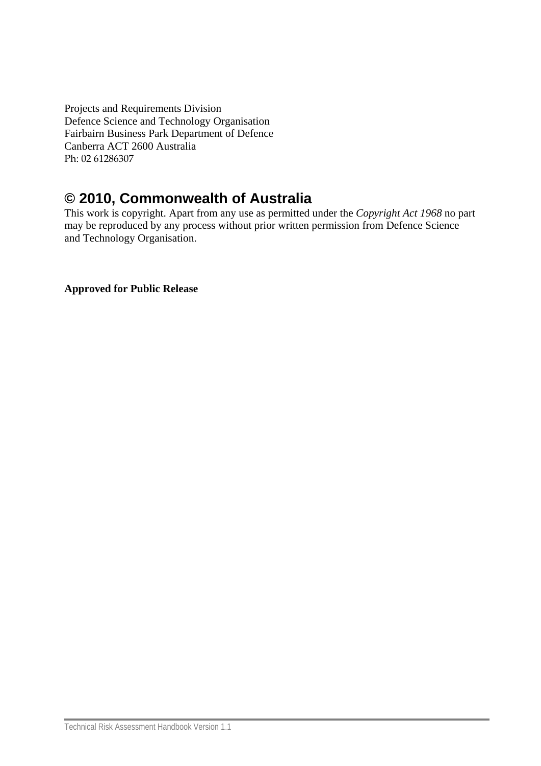Projects and Requirements Division
Defence Science and Technology Organisation
Fairbairn Business Park Department of Defence
Canberra ACT 2600 Australia
Ph: 02 61286307

## © 2010, Commonwealth of Australia

This work is copyright. Apart from any use as permitted under the *Copyright Act 1968* no part may be reproduced by any process without prior written permission from Defence Science and Technology Organisation.

**Approved for Public Release**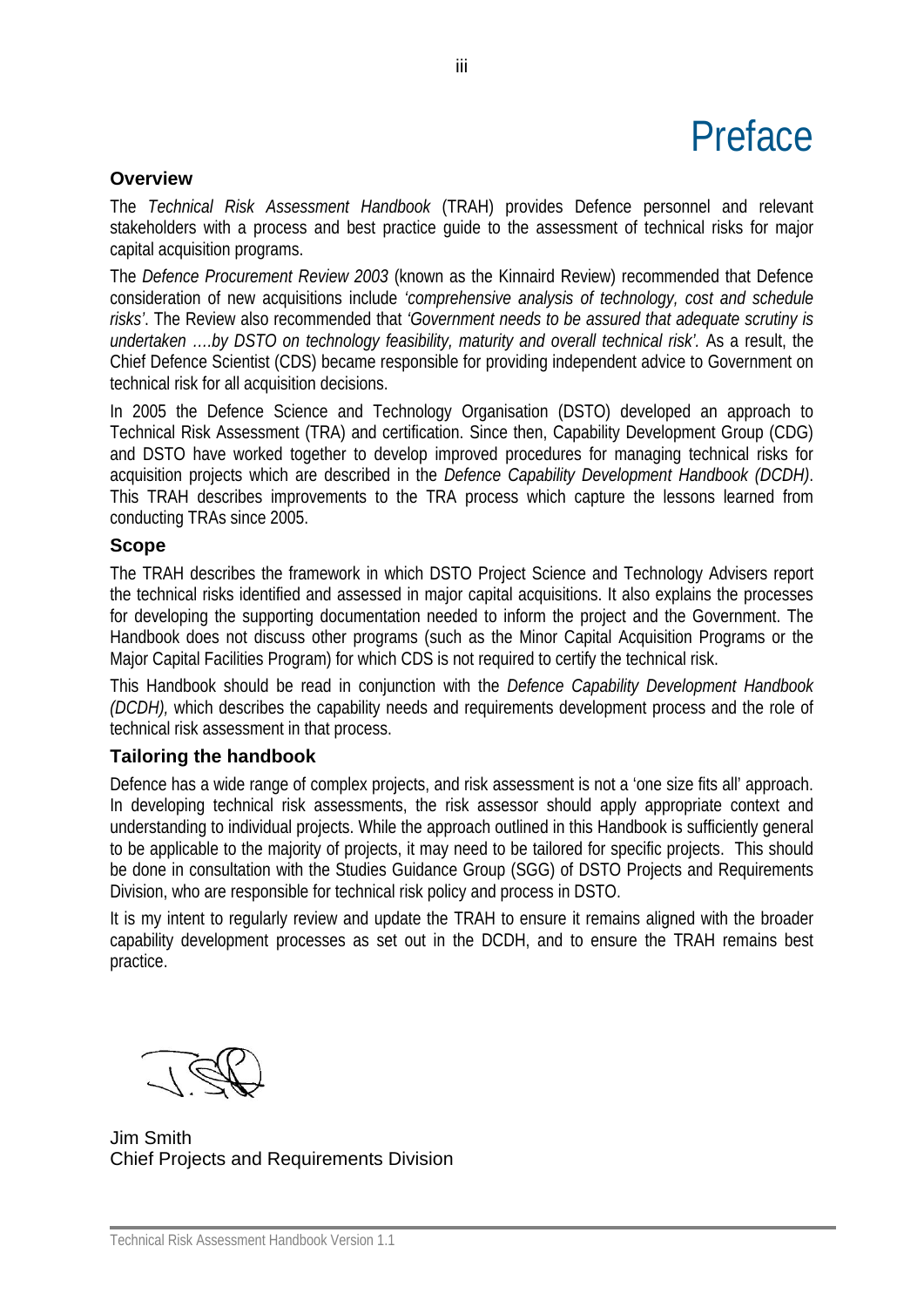# Preface

## Overview

The *Technical Risk Assessment Handbook* (TRAH) provides Defence personnel and relevant stakeholders with a process and best practice guide to the assessment of technical risks for major capital acquisition programs.

The *Defence Procurement Review 2003* (known as the Kinnaird Review) recommended that Defence consideration of new acquisitions include *'comprehensive analysis of technology, cost and schedule risks'*. The Review also recommended that *'Government needs to be assured that adequate scrutiny is undertaken ….by DSTO on technology feasibility, maturity and overall technical risk'.* As a result, the Chief Defence Scientist (CDS) became responsible for providing independent advice to Government on technical risk for all acquisition decisions.

In 2005 the Defence Science and Technology Organisation (DSTO) developed an approach to Technical Risk Assessment (TRA) and certification. Since then, Capability Development Group (CDG) and DSTO have worked together to develop improved procedures for managing technical risks for acquisition projects which are described in the *Defence Capability Development Handbook (DCDH)*. This TRAH describes improvements to the TRA process which capture the lessons learned from conducting TRAs since 2005.

## Scope

The TRAH describes the framework in which DSTO Project Science and Technology Advisers report the technical risks identified and assessed in major capital acquisitions. It also explains the processes for developing the supporting documentation needed to inform the project and the Government. The Handbook does not discuss other programs (such as the Minor Capital Acquisition Programs or the Major Capital Facilities Program) for which CDS is not required to certify the technical risk.

This Handbook should be read in conjunction with the *Defence Capability Development Handbook (DCDH),* which describes the capability needs and requirements development process and the role of technical risk assessment in that process.

## Tailoring the handbook

Defence has a wide range of complex projects, and risk assessment is not a 'one size fits all' approach. In developing technical risk assessments, the risk assessor should apply appropriate context and understanding to individual projects. While the approach outlined in this Handbook is sufficiently general to be applicable to the majority of projects, it may need to be tailored for specific projects. This should be done in consultation with the Studies Guidance Group (SGG) of DSTO Projects and Requirements Division, who are responsible for technical risk policy and process in DSTO.

It is my intent to regularly review and update the TRAH to ensure it remains aligned with the broader capability development processes as set out in the DCDH, and to ensure the TRAH remains best practice.

Jim Smith
Chief Projects and Requirements Division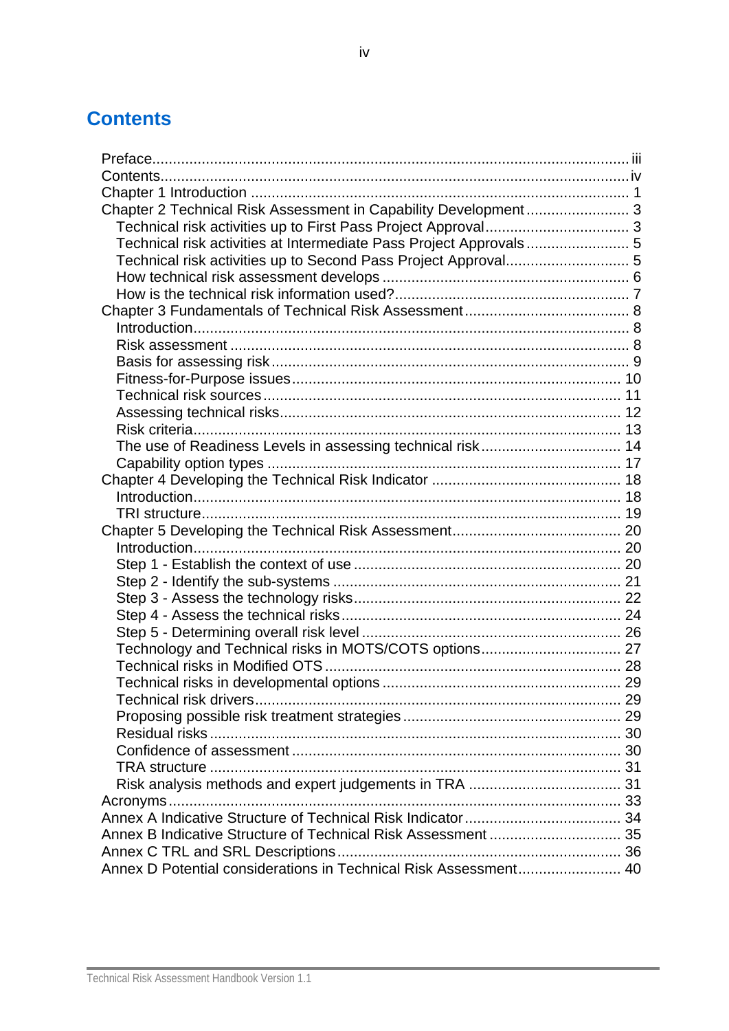# Contents

- Preface .......... iii
- Contents .......... iv
- Chapter 1 Introduction .......... 1
- Chapter 2 Technical Risk Assessment in Capability Development .......... 3
  - Technical risk activities up to First Pass Project Approval .......... 3
  - Technical risk activities at Intermediate Pass Project Approvals .......... 5
  - Technical risk activities up to Second Pass Project Approval .......... 5
  - How technical risk assessment develops .......... 6
  - How is the technical risk information used? .......... 7
- Chapter 3 Fundamentals of Technical Risk Assessment .......... 8
  - Introduction .......... 8
  - Risk assessment .......... 8
  - Basis for assessing risk .......... 9
  - Fitness-for-Purpose issues .......... 10
  - Technical risk sources .......... 11
  - Assessing technical risks .......... 12
  - Risk criteria .......... 13
  - The use of Readiness Levels in assessing technical risk .......... 14
  - Capability option types .......... 17
- Chapter 4 Developing the Technical Risk Indicator .......... 18
  - Introduction .......... 18
  - TRI structure .......... 19
- Chapter 5 Developing the Technical Risk Assessment .......... 20
  - Introduction .......... 20
  - Step 1 - Establish the context of use .......... 20
  - Step 2 - Identify the sub-systems .......... 21
  - Step 3 - Assess the technology risks .......... 22
  - Step 4 - Assess the technical risks .......... 24
  - Step 5 - Determining overall risk level .......... 26
  - Technology and Technical risks in MOTS/COTS options .......... 27
  - Technical risks in Modified OTS .......... 28
  - Technical risks in developmental options .......... 29
  - Technical risk drivers .......... 29
  - Proposing possible risk treatment strategies .......... 29
  - Residual risks .......... 30
  - Confidence of assessment .......... 30
  - TRA structure .......... 31
  - Risk analysis methods and expert judgements in TRA .......... 31
- Acronyms .......... 33
- Annex A Indicative Structure of Technical Risk Indicator .......... 34
- Annex B Indicative Structure of Technical Risk Assessment .......... 35
- Annex C TRL and SRL Descriptions .......... 36
- Annex D Potential considerations in Technical Risk Assessment .......... 40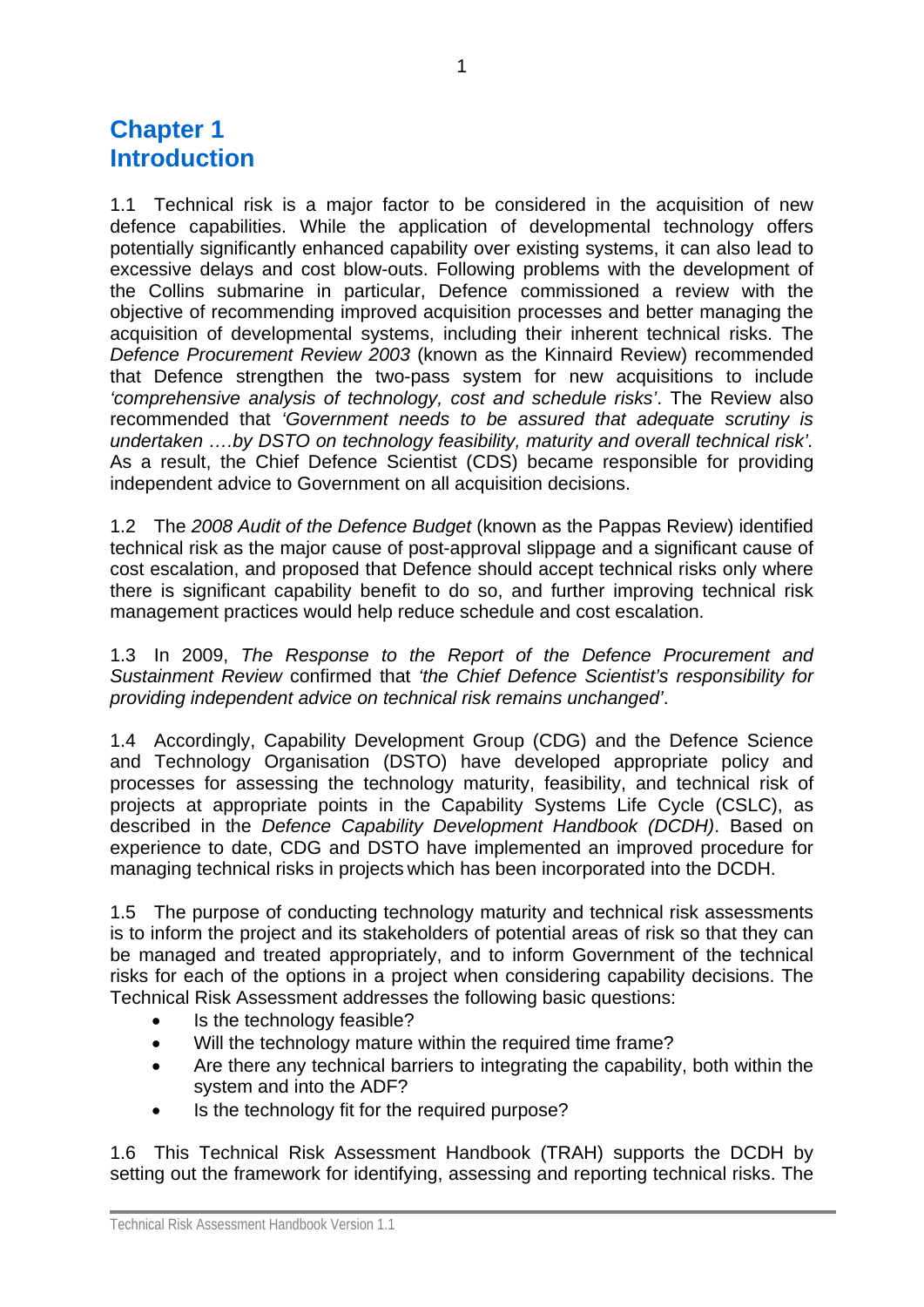# Chapter 1 Introduction

1.1 Technical risk is a major factor to be considered in the acquisition of new defence capabilities. While the application of developmental technology offers potentially significantly enhanced capability over existing systems, it can also lead to excessive delays and cost blow-outs. Following problems with the development of the Collins submarine in particular, Defence commissioned a review with the objective of recommending improved acquisition processes and better managing the acquisition of developmental systems, including their inherent technical risks. The *Defence Procurement Review 2003* (known as the Kinnaird Review) recommended that Defence strengthen the two-pass system for new acquisitions to include *'comprehensive analysis of technology, cost and schedule risks'*. The Review also recommended that *'Government needs to be assured that adequate scrutiny is undertaken ….by DSTO on technology feasibility, maturity and overall technical risk'.* As a result, the Chief Defence Scientist (CDS) became responsible for providing independent advice to Government on all acquisition decisions.

1.2 The *2008 Audit of the Defence Budget* (known as the Pappas Review) identified technical risk as the major cause of post-approval slippage and a significant cause of cost escalation, and proposed that Defence should accept technical risks only where there is significant capability benefit to do so, and further improving technical risk management practices would help reduce schedule and cost escalation.

1.3 In 2009, *The Response to the Report of the Defence Procurement and Sustainment Review* confirmed that *'the Chief Defence Scientist's responsibility for providing independent advice on technical risk remains unchanged'*.

1.4 Accordingly, Capability Development Group (CDG) and the Defence Science and Technology Organisation (DSTO) have developed appropriate policy and processes for assessing the technology maturity, feasibility, and technical risk of projects at appropriate points in the Capability Systems Life Cycle (CSLC), as described in the *Defence Capability Development Handbook (DCDH)*. Based on experience to date, CDG and DSTO have implemented an improved procedure for managing technical risks in projects which has been incorporated into the DCDH.

1.5 The purpose of conducting technology maturity and technical risk assessments is to inform the project and its stakeholders of potential areas of risk so that they can be managed and treated appropriately, and to inform Government of the technical risks for each of the options in a project when considering capability decisions. The Technical Risk Assessment addresses the following basic questions:

- Is the technology feasible?
- Will the technology mature within the required time frame?
- Are there any technical barriers to integrating the capability, both within the system and into the ADF?
- Is the technology fit for the required purpose?

1.6 This Technical Risk Assessment Handbook (TRAH) supports the DCDH by setting out the framework for identifying, assessing and reporting technical risks. The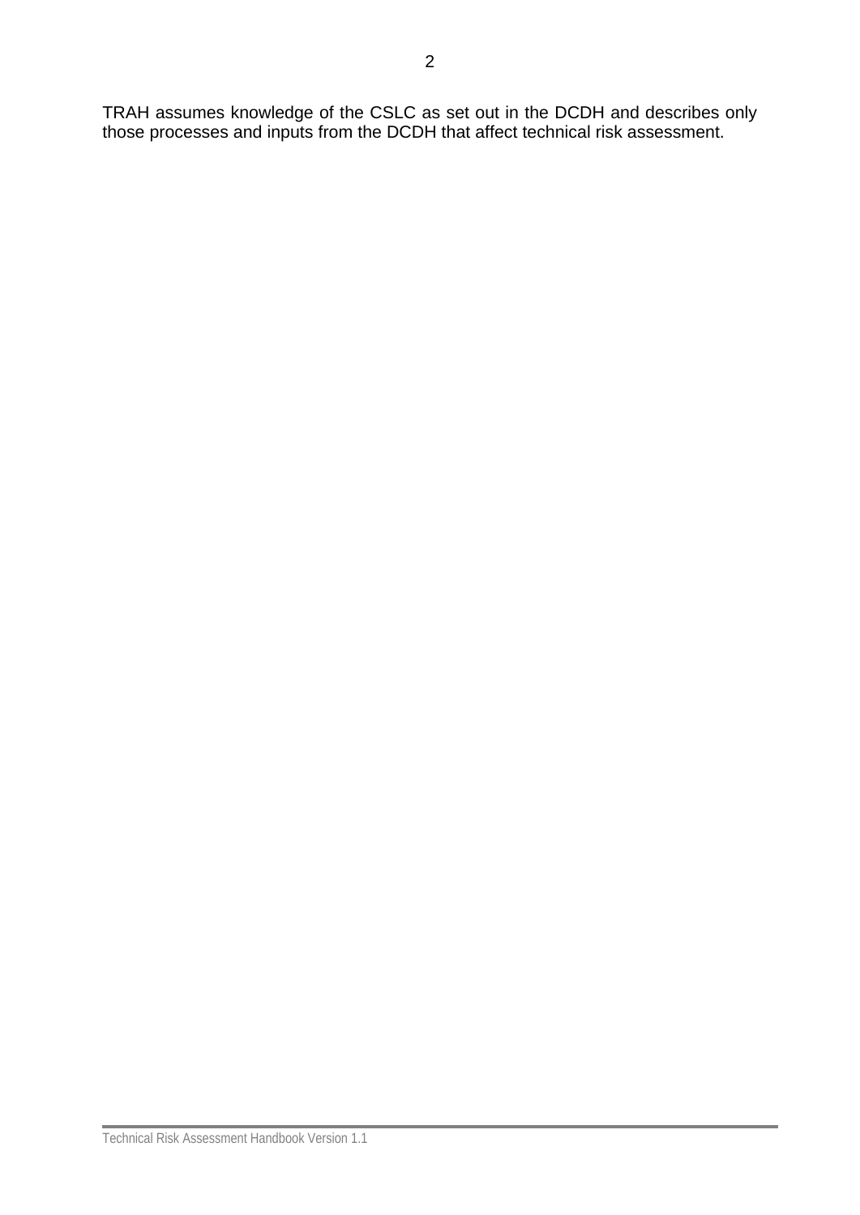TRAH assumes knowledge of the CSLC as set out in the DCDH and describes only those processes and inputs from the DCDH that affect technical risk assessment.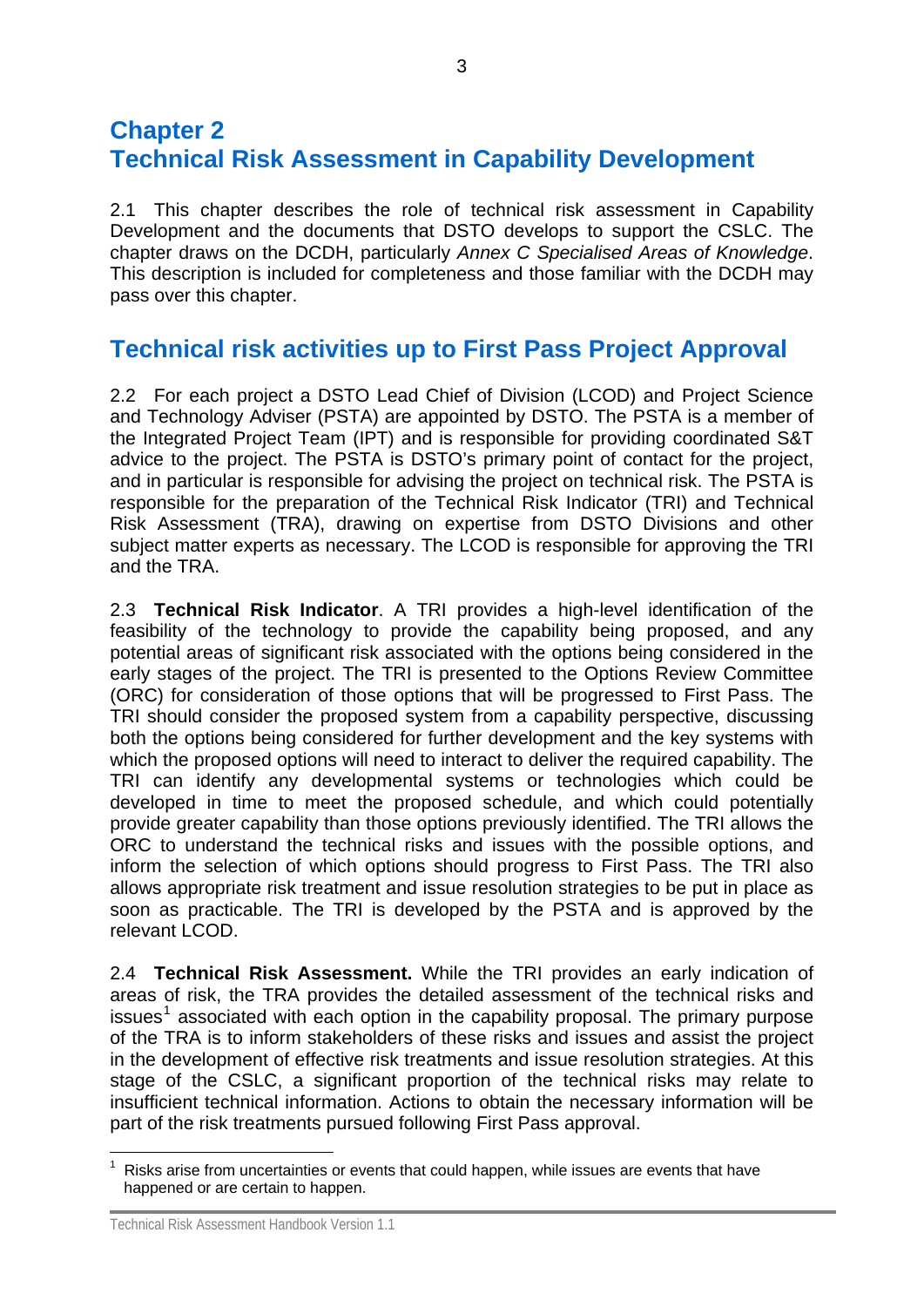# Chapter 2
# Technical Risk Assessment in Capability Development

2.1 This chapter describes the role of technical risk assessment in Capability Development and the documents that DSTO develops to support the CSLC. The chapter draws on the DCDH, particularly *Annex C Specialised Areas of Knowledge*. This description is included for completeness and those familiar with the DCDH may pass over this chapter.

## Technical risk activities up to First Pass Project Approval

2.2 For each project a DSTO Lead Chief of Division (LCOD) and Project Science and Technology Adviser (PSTA) are appointed by DSTO. The PSTA is a member of the Integrated Project Team (IPT) and is responsible for providing coordinated S&T advice to the project. The PSTA is DSTO's primary point of contact for the project, and in particular is responsible for advising the project on technical risk. The PSTA is responsible for the preparation of the Technical Risk Indicator (TRI) and Technical Risk Assessment (TRA), drawing on expertise from DSTO Divisions and other subject matter experts as necessary. The LCOD is responsible for approving the TRI and the TRA.

2.3 **Technical Risk Indicator**. A TRI provides a high-level identification of the feasibility of the technology to provide the capability being proposed, and any potential areas of significant risk associated with the options being considered in the early stages of the project. The TRI is presented to the Options Review Committee (ORC) for consideration of those options that will be progressed to First Pass. The TRI should consider the proposed system from a capability perspective, discussing both the options being considered for further development and the key systems with which the proposed options will need to interact to deliver the required capability. The TRI can identify any developmental systems or technologies which could be developed in time to meet the proposed schedule, and which could potentially provide greater capability than those options previously identified. The TRI allows the ORC to understand the technical risks and issues with the possible options, and inform the selection of which options should progress to First Pass. The TRI also allows appropriate risk treatment and issue resolution strategies to be put in place as soon as practicable. The TRI is developed by the PSTA and is approved by the relevant LCOD.

2.4 **Technical Risk Assessment.** While the TRI provides an early indication of areas of risk, the TRA provides the detailed assessment of the technical risks and issues[1] associated with each option in the capability proposal. The primary purpose of the TRA is to inform stakeholders of these risks and issues and assist the project in the development of effective risk treatments and issue resolution strategies. At this stage of the CSLC, a significant proportion of the technical risks may relate to insufficient technical information. Actions to obtain the necessary information will be part of the risk treatments pursued following First Pass approval.

[1] Risks arise from uncertainties or events that could happen, while issues are events that have happened or are certain to happen.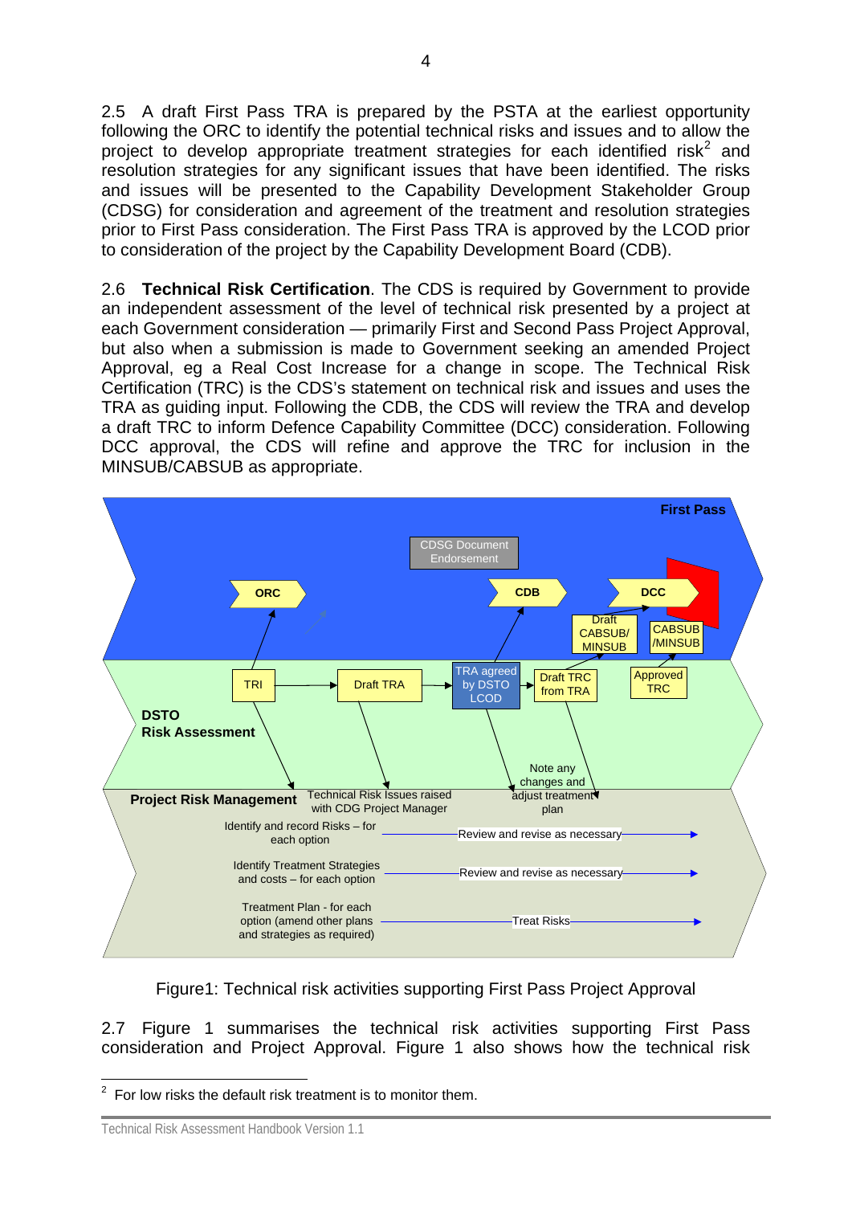2.5 A draft First Pass TRA is prepared by the PSTA at the earliest opportunity following the ORC to identify the potential technical risks and issues and to allow the project to develop appropriate treatment strategies for each identified risk[2] and resolution strategies for any significant issues that have been identified. The risks and issues will be presented to the Capability Development Stakeholder Group (CDSG) for consideration and agreement of the treatment and resolution strategies prior to First Pass consideration. The First Pass TRA is approved by the LCOD prior to consideration of the project by the Capability Development Board (CDB).

2.6 **Technical Risk Certification**. The CDS is required by Government to provide an independent assessment of the level of technical risk presented by a project at each Government consideration — primarily First and Second Pass Project Approval, but also when a submission is made to Government seeking an amended Project Approval, eg a Real Cost Increase for a change in scope. The Technical Risk Certification (TRC) is the CDS's statement on technical risk and issues and uses the TRA as guiding input. Following the CDB, the CDS will review the TRA and develop a draft TRC to inform Defence Capability Committee (DCC) consideration. Following DCC approval, the CDS will refine and approve the TRC for inclusion in the MINSUB/CABSUB as appropriate.

First Pass

CDSG Document Endorsement

ORC → CDB → DCC

Draft CABSUB/ MINSUB

CABSUB /MINSUB

**DSTO Risk Assessment**

TRI → Draft TRA → TRA agreed by DSTO LCOD → Draft TRC from TRA

Approved TRC

**Project Risk Management**

Technical Risk Issues raised with CDG Project Manager

Note any changes and adjust treatment plan

Identify and record Risks – for each option → Review and revise as necessary

Identify Treatment Strategies and costs – for each option → Review and revise as necessary

Treatment Plan - for each option (amend other plans and strategies as required) → Treat Risks

Figure1: Technical risk activities supporting First Pass Project Approval

2.7 Figure 1 summarises the technical risk activities supporting First Pass consideration and Project Approval. Figure 1 also shows how the technical risk

[2] For low risks the default risk treatment is to monitor them.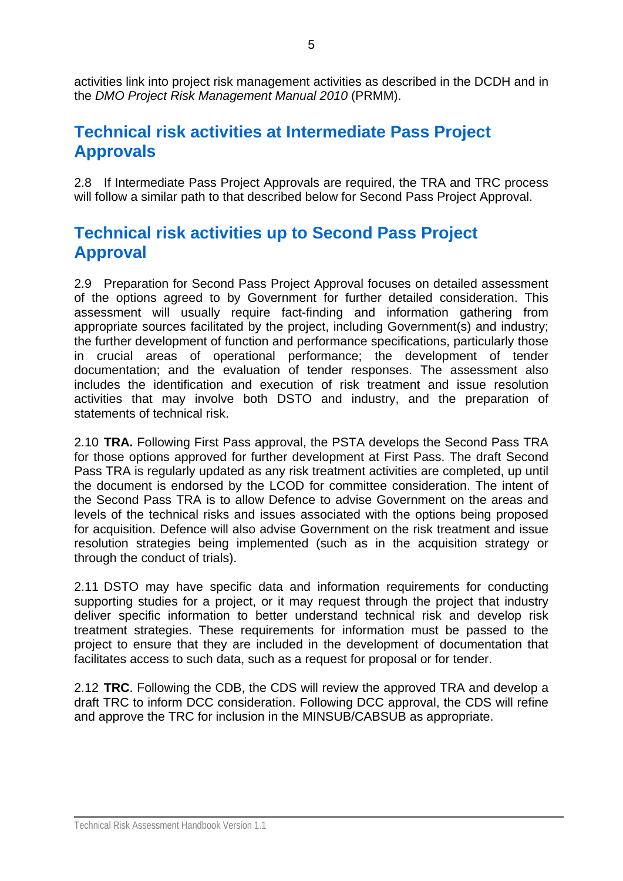activities link into project risk management activities as described in the DCDH and in the *DMO Project Risk Management Manual 2010* (PRMM).

## Technical risk activities at Intermediate Pass Project Approvals

2.8 If Intermediate Pass Project Approvals are required, the TRA and TRC process will follow a similar path to that described below for Second Pass Project Approval.

## Technical risk activities up to Second Pass Project Approval

2.9 Preparation for Second Pass Project Approval focuses on detailed assessment of the options agreed to by Government for further detailed consideration. This assessment will usually require fact-finding and information gathering from appropriate sources facilitated by the project, including Government(s) and industry; the further development of function and performance specifications, particularly those in crucial areas of operational performance; the development of tender documentation; and the evaluation of tender responses. The assessment also includes the identification and execution of risk treatment and issue resolution activities that may involve both DSTO and industry, and the preparation of statements of technical risk.

2.10 **TRA.** Following First Pass approval, the PSTA develops the Second Pass TRA for those options approved for further development at First Pass. The draft Second Pass TRA is regularly updated as any risk treatment activities are completed, up until the document is endorsed by the LCOD for committee consideration. The intent of the Second Pass TRA is to allow Defence to advise Government on the areas and levels of the technical risks and issues associated with the options being proposed for acquisition. Defence will also advise Government on the risk treatment and issue resolution strategies being implemented (such as in the acquisition strategy or through the conduct of trials).

2.11 DSTO may have specific data and information requirements for conducting supporting studies for a project, or it may request through the project that industry deliver specific information to better understand technical risk and develop risk treatment strategies. These requirements for information must be passed to the project to ensure that they are included in the development of documentation that facilitates access to such data, such as a request for proposal or for tender.

2.12 **TRC**. Following the CDB, the CDS will review the approved TRA and develop a draft TRC to inform DCC consideration. Following DCC approval, the CDS will refine and approve the TRC for inclusion in the MINSUB/CABSUB as appropriate.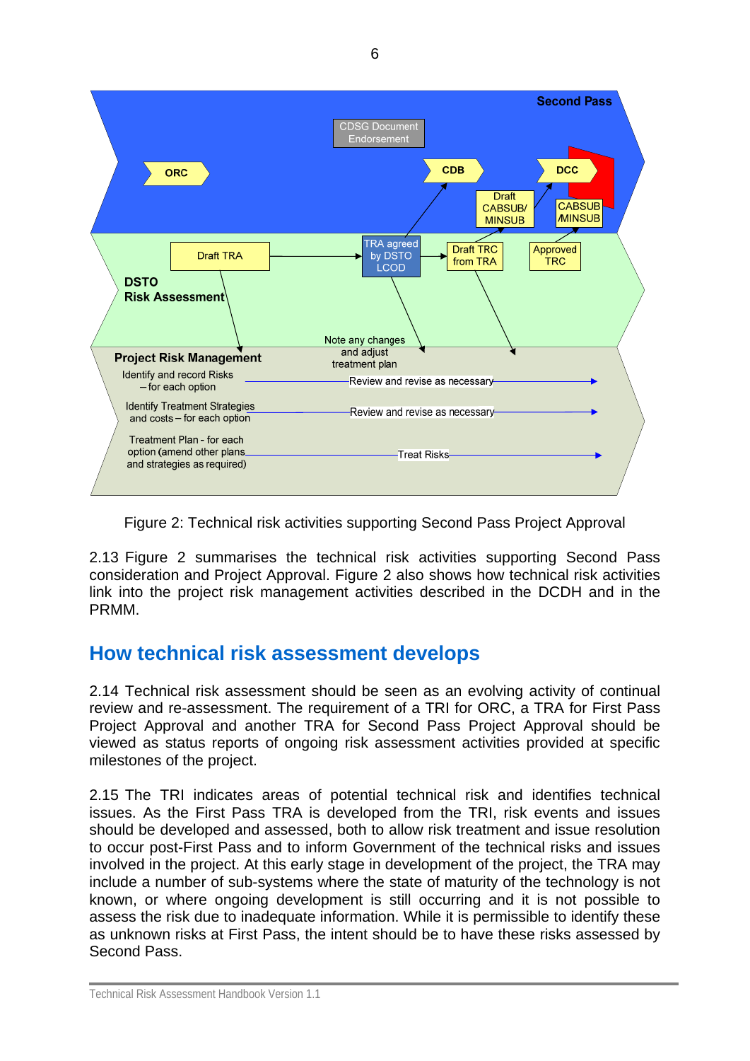Second Pass

CDSG Document Endorsement

ORC

CDB

DCC

Draft CABSUB/ MINSUB

CABSUB /MINSUB

Draft TRA

TRA agreed by DSTO LCOD

Draft TRC from TRA

Approved TRC

**DSTO Risk Assessment**

Note any changes and adjust treatment plan

**Project Risk Management**

Identify and record Risks – for each option — Review and revise as necessary

Identify Treatment Strategies and costs – for each option — Review and revise as necessary

Treatment Plan - for each option (amend other plans and strategies as required) — Treat Risks

Figure 2: Technical risk activities supporting Second Pass Project Approval

2.13 Figure 2 summarises the technical risk activities supporting Second Pass consideration and Project Approval. Figure 2 also shows how technical risk activities link into the project risk management activities described in the DCDH and in the PRMM.

## How technical risk assessment develops

2.14 Technical risk assessment should be seen as an evolving activity of continual review and re-assessment. The requirement of a TRI for ORC, a TRA for First Pass Project Approval and another TRA for Second Pass Project Approval should be viewed as status reports of ongoing risk assessment activities provided at specific milestones of the project.

2.15 The TRI indicates areas of potential technical risk and identifies technical issues. As the First Pass TRA is developed from the TRI, risk events and issues should be developed and assessed, both to allow risk treatment and issue resolution to occur post-First Pass and to inform Government of the technical risks and issues involved in the project. At this early stage in development of the project, the TRA may include a number of sub-systems where the state of maturity of the technology is not known, or where ongoing development is still occurring and it is not possible to assess the risk due to inadequate information. While it is permissible to identify these as unknown risks at First Pass, the intent should be to have these risks assessed by Second Pass.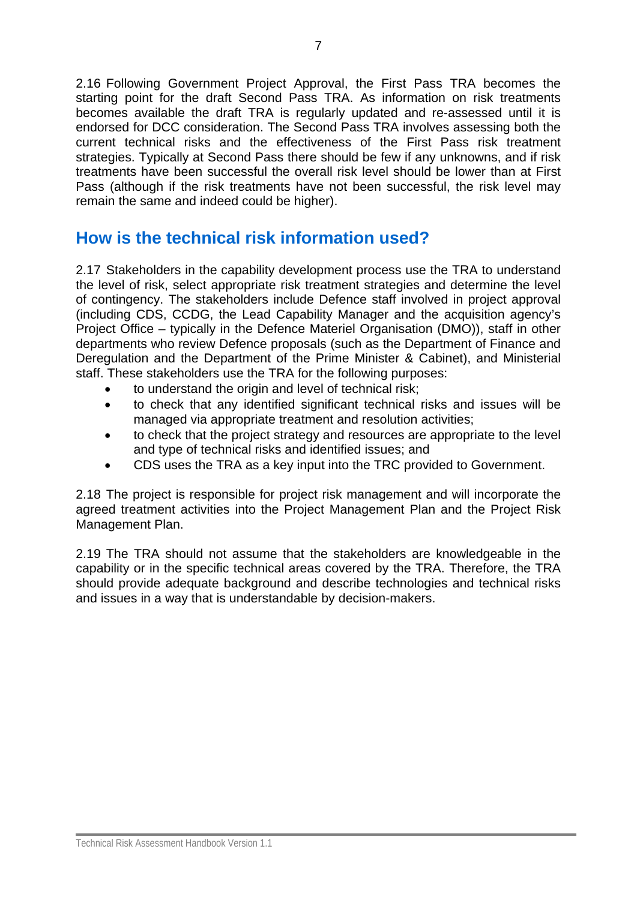2.16 Following Government Project Approval, the First Pass TRA becomes the starting point for the draft Second Pass TRA. As information on risk treatments becomes available the draft TRA is regularly updated and re-assessed until it is endorsed for DCC consideration. The Second Pass TRA involves assessing both the current technical risks and the effectiveness of the First Pass risk treatment strategies. Typically at Second Pass there should be few if any unknowns, and if risk treatments have been successful the overall risk level should be lower than at First Pass (although if the risk treatments have not been successful, the risk level may remain the same and indeed could be higher).

## How is the technical risk information used?

2.17 Stakeholders in the capability development process use the TRA to understand the level of risk, select appropriate risk treatment strategies and determine the level of contingency. The stakeholders include Defence staff involved in project approval (including CDS, CCDG, the Lead Capability Manager and the acquisition agency's Project Office – typically in the Defence Materiel Organisation (DMO)), staff in other departments who review Defence proposals (such as the Department of Finance and Deregulation and the Department of the Prime Minister & Cabinet), and Ministerial staff. These stakeholders use the TRA for the following purposes:

- to understand the origin and level of technical risk;
- to check that any identified significant technical risks and issues will be managed via appropriate treatment and resolution activities;
- to check that the project strategy and resources are appropriate to the level and type of technical risks and identified issues; and
- CDS uses the TRA as a key input into the TRC provided to Government.

2.18 The project is responsible for project risk management and will incorporate the agreed treatment activities into the Project Management Plan and the Project Risk Management Plan.

2.19 The TRA should not assume that the stakeholders are knowledgeable in the capability or in the specific technical areas covered by the TRA. Therefore, the TRA should provide adequate background and describe technologies and technical risks and issues in a way that is understandable by decision-makers.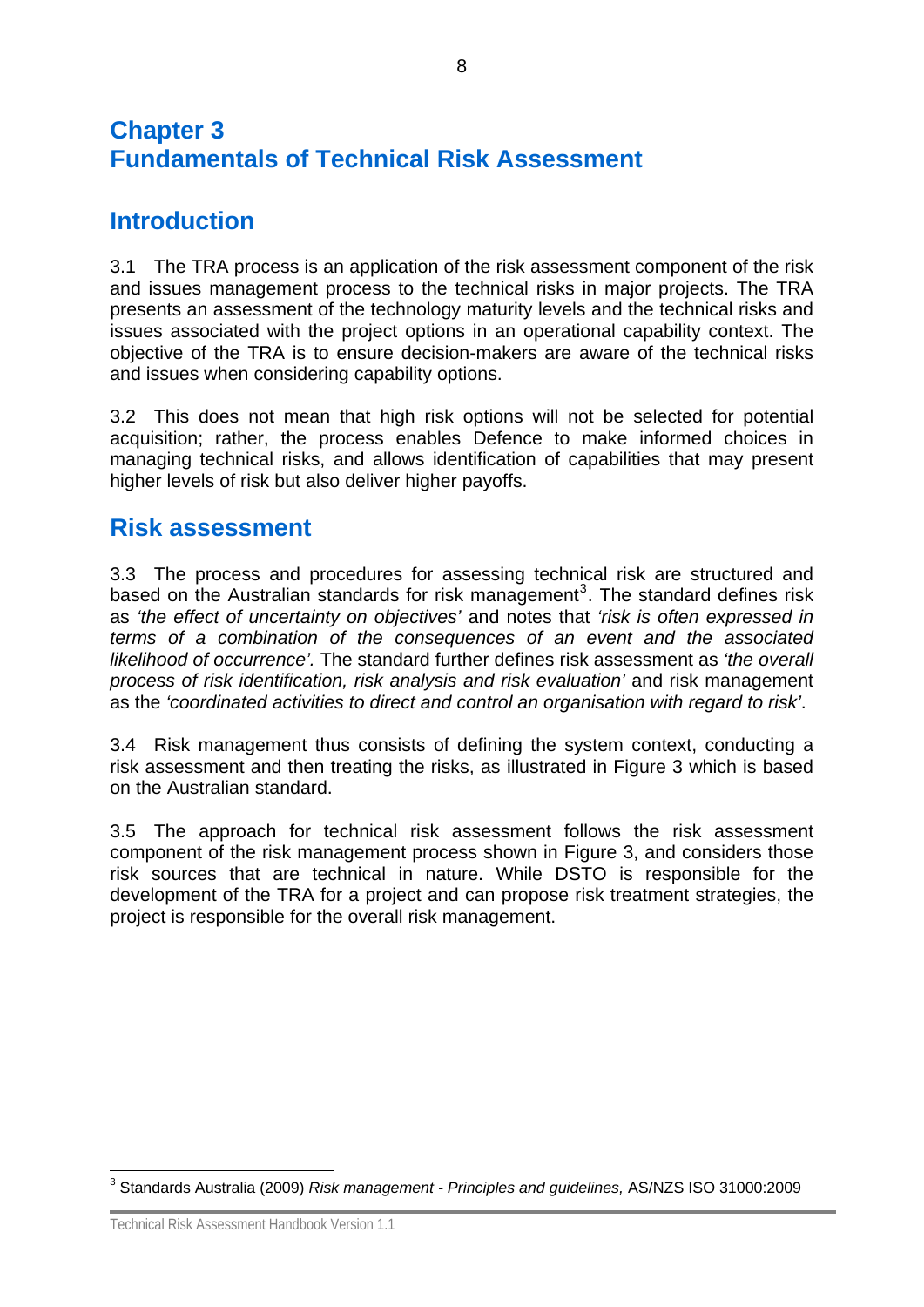# Chapter 3 Fundamentals of Technical Risk Assessment

## Introduction

3.1 The TRA process is an application of the risk assessment component of the risk and issues management process to the technical risks in major projects. The TRA presents an assessment of the technology maturity levels and the technical risks and issues associated with the project options in an operational capability context. The objective of the TRA is to ensure decision-makers are aware of the technical risks and issues when considering capability options.

3.2 This does not mean that high risk options will not be selected for potential acquisition; rather, the process enables Defence to make informed choices in managing technical risks, and allows identification of capabilities that may present higher levels of risk but also deliver higher payoffs.

## Risk assessment

3.3 The process and procedures for assessing technical risk are structured and based on the Australian standards for risk management[3]. The standard defines risk as *'the effect of uncertainty on objectives'* and notes that *'risk is often expressed in terms of a combination of the consequences of an event and the associated likelihood of occurrence'.* The standard further defines risk assessment as *'the overall process of risk identification, risk analysis and risk evaluation'* and risk management as the *'coordinated activities to direct and control an organisation with regard to risk'*.

3.4 Risk management thus consists of defining the system context, conducting a risk assessment and then treating the risks, as illustrated in Figure 3 which is based on the Australian standard.

3.5 The approach for technical risk assessment follows the risk assessment component of the risk management process shown in Figure 3, and considers those risk sources that are technical in nature. While DSTO is responsible for the development of the TRA for a project and can propose risk treatment strategies, the project is responsible for the overall risk management.

[3] Standards Australia (2009) *Risk management - Principles and guidelines,* AS/NZS ISO 31000:2009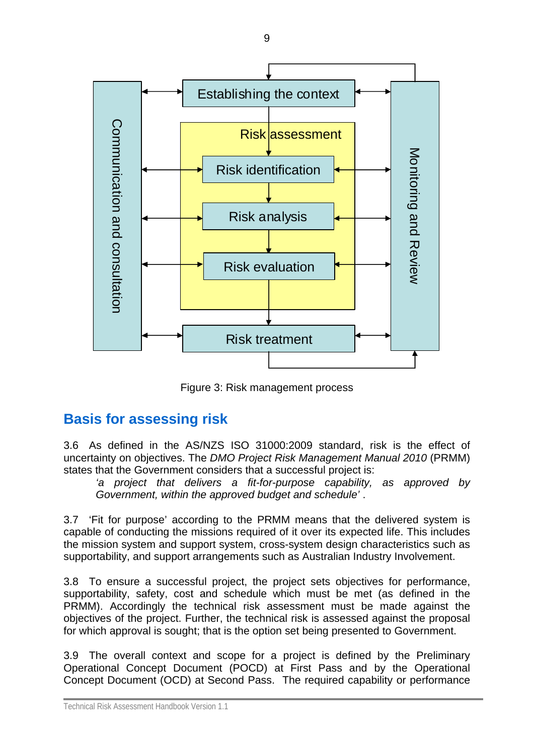Establishing the context

Risk assessment

Risk identification

Risk analysis

Risk evaluation

Risk treatment

Communication and consultation

Monitoring and Review

Figure 3: Risk management process

## Basis for assessing risk

3.6 As defined in the AS/NZS ISO 31000:2009 standard, risk is the effect of uncertainty on objectives. The *DMO Project Risk Management Manual 2010* (PRMM) states that the Government considers that a successful project is:

> *'a project that delivers a fit-for-purpose capability, as approved by Government, within the approved budget and schedule'* .

3.7 'Fit for purpose' according to the PRMM means that the delivered system is capable of conducting the missions required of it over its expected life. This includes the mission system and support system, cross-system design characteristics such as supportability, and support arrangements such as Australian Industry Involvement.

3.8 To ensure a successful project, the project sets objectives for performance, supportability, safety, cost and schedule which must be met (as defined in the PRMM). Accordingly the technical risk assessment must be made against the objectives of the project. Further, the technical risk is assessed against the proposal for which approval is sought; that is the option set being presented to Government.

3.9 The overall context and scope for a project is defined by the Preliminary Operational Concept Document (POCD) at First Pass and by the Operational Concept Document (OCD) at Second Pass. The required capability or performance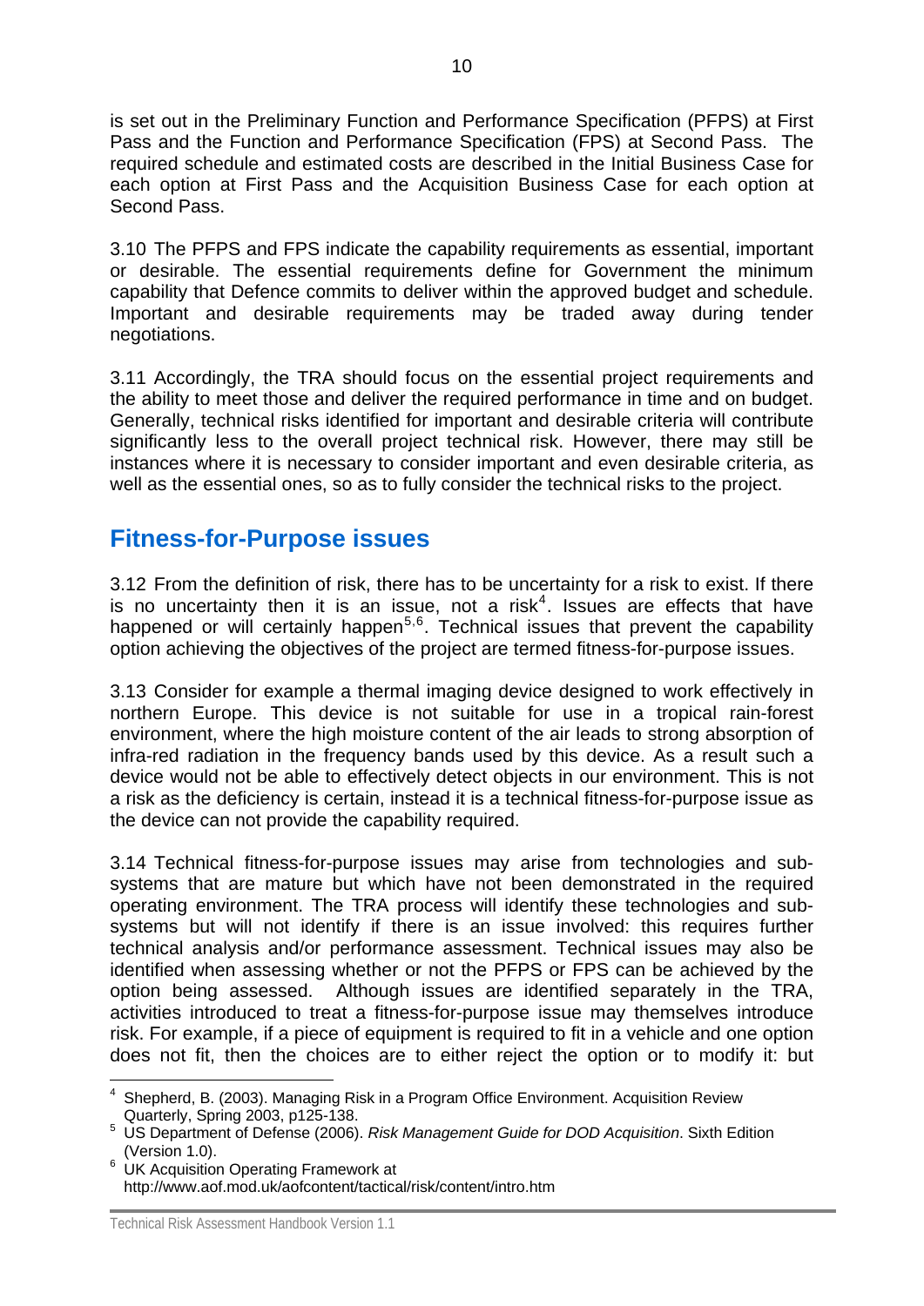is set out in the Preliminary Function and Performance Specification (PFPS) at First Pass and the Function and Performance Specification (FPS) at Second Pass. The required schedule and estimated costs are described in the Initial Business Case for each option at First Pass and the Acquisition Business Case for each option at Second Pass.

3.10 The PFPS and FPS indicate the capability requirements as essential, important or desirable. The essential requirements define for Government the minimum capability that Defence commits to deliver within the approved budget and schedule. Important and desirable requirements may be traded away during tender negotiations.

3.11 Accordingly, the TRA should focus on the essential project requirements and the ability to meet those and deliver the required performance in time and on budget. Generally, technical risks identified for important and desirable criteria will contribute significantly less to the overall project technical risk. However, there may still be instances where it is necessary to consider important and even desirable criteria, as well as the essential ones, so as to fully consider the technical risks to the project.

## Fitness-for-Purpose issues

3.12 From the definition of risk, there has to be uncertainty for a risk to exist. If there is no uncertainty then it is an issue, not a risk[4]. Issues are effects that have happened or will certainly happen[5,6]. Technical issues that prevent the capability option achieving the objectives of the project are termed fitness-for-purpose issues.

3.13 Consider for example a thermal imaging device designed to work effectively in northern Europe. This device is not suitable for use in a tropical rain-forest environment, where the high moisture content of the air leads to strong absorption of infra-red radiation in the frequency bands used by this device. As a result such a device would not be able to effectively detect objects in our environment. This is not a risk as the deficiency is certain, instead it is a technical fitness-for-purpose issue as the device can not provide the capability required.

3.14 Technical fitness-for-purpose issues may arise from technologies and sub-systems that are mature but which have not been demonstrated in the required operating environment. The TRA process will identify these technologies and sub-systems but will not identify if there is an issue involved: this requires further technical analysis and/or performance assessment. Technical issues may also be identified when assessing whether or not the PFPS or FPS can be achieved by the option being assessed. Although issues are identified separately in the TRA, activities introduced to treat a fitness-for-purpose issue may themselves introduce risk. For example, if a piece of equipment is required to fit in a vehicle and one option does not fit, then the choices are to either reject the option or to modify it: but

---

[4] Shepherd, B. (2003). Managing Risk in a Program Office Environment. Acquisition Review Quarterly, Spring 2003, p125-138.

[5] US Department of Defense (2006). *Risk Management Guide for DOD Acquisition*. Sixth Edition (Version 1.0).

[6] UK Acquisition Operating Framework at http://www.aof.mod.uk/aofcontent/tactical/risk/content/intro.htm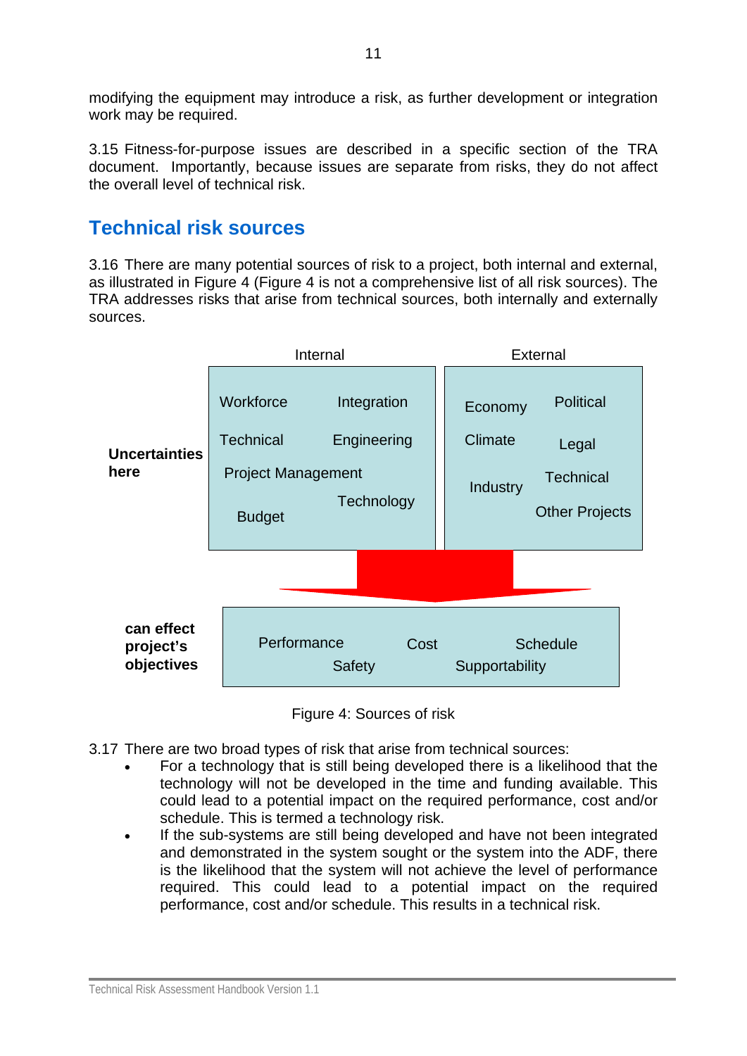modifying the equipment may introduce a risk, as further development or integration work may be required.

3.15 Fitness-for-purpose issues are described in a specific section of the TRA document. Importantly, because issues are separate from risks, they do not affect the overall level of technical risk.

## Technical risk sources

3.16 There are many potential sources of risk to a project, both internal and external, as illustrated in Figure 4 (Figure 4 is not a comprehensive list of all risk sources). The TRA addresses risks that arise from technical sources, both internally and externally sources.

| | Internal | External |
|---|---|---|
| **Uncertainties here** | Workforce, Integration, Technical, Engineering, Project Management, Technology, Budget | Economy, Political, Climate, Legal, Industry, Technical, Other Projects |
| **can effect project's objectives** | Performance, Cost, Schedule, Safety, Supportability | |

Figure 4: Sources of risk

3.17 There are two broad types of risk that arise from technical sources:

- For a technology that is still being developed there is a likelihood that the technology will not be developed in the time and funding available. This could lead to a potential impact on the required performance, cost and/or schedule. This is termed a technology risk.
- If the sub-systems are still being developed and have not been integrated and demonstrated in the system sought or the system into the ADF, there is the likelihood that the system will not achieve the level of performance required. This could lead to a potential impact on the required performance, cost and/or schedule. This results in a technical risk.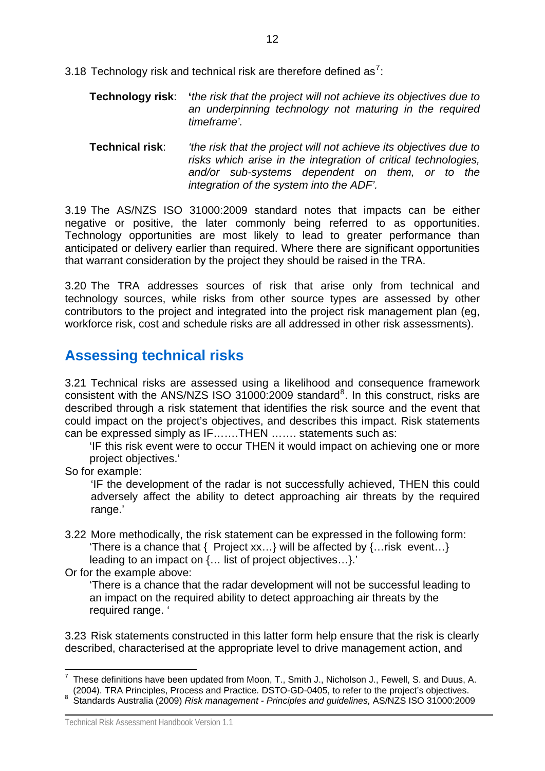3.18 Technology risk and technical risk are therefore defined as[7]:

> **Technology risk**: *'the risk that the project will not achieve its objectives due to an underpinning technology not maturing in the required timeframe'.*

> **Technical risk**: *'the risk that the project will not achieve its objectives due to risks which arise in the integration of critical technologies, and/or sub-systems dependent on them, or to the integration of the system into the ADF'.*

3.19 The AS/NZS ISO 31000:2009 standard notes that impacts can be either negative or positive, the later commonly being referred to as opportunities. Technology opportunities are most likely to lead to greater performance than anticipated or delivery earlier than required. Where there are significant opportunities that warrant consideration by the project they should be raised in the TRA.

3.20 The TRA addresses sources of risk that arise only from technical and technology sources, while risks from other source types are assessed by other contributors to the project and integrated into the project risk management plan (eg, workforce risk, cost and schedule risks are all addressed in other risk assessments).

## Assessing technical risks

3.21 Technical risks are assessed using a likelihood and consequence framework consistent with the ANS/NZS ISO 31000:2009 standard[8]. In this construct, risks are described through a risk statement that identifies the risk source and the event that could impact on the project's objectives, and describes this impact. Risk statements can be expressed simply as IF…….THEN ……. statements such as:

> 'IF this risk event were to occur THEN it would impact on achieving one or more project objectives.'

So for example:

> 'IF the development of the radar is not successfully achieved, THEN this could adversely affect the ability to detect approaching air threats by the required range.'

3.22 More methodically, the risk statement can be expressed in the following form:

> 'There is a chance that { Project xx…} will be affected by {…risk event…} leading to an impact on {… list of project objectives…}.'

Or for the example above:

> 'There is a chance that the radar development will not be successful leading to an impact on the required ability to detect approaching air threats by the required range. '

3.23 Risk statements constructed in this latter form help ensure that the risk is clearly described, characterised at the appropriate level to drive management action, and

---

[7] These definitions have been updated from Moon, T., Smith J., Nicholson J., Fewell, S. and Duus, A. (2004). TRA Principles, Process and Practice. DSTO-GD-0405, to refer to the project's objectives.

[8] Standards Australia (2009) *Risk management - Principles and guidelines,* AS/NZS ISO 31000:2009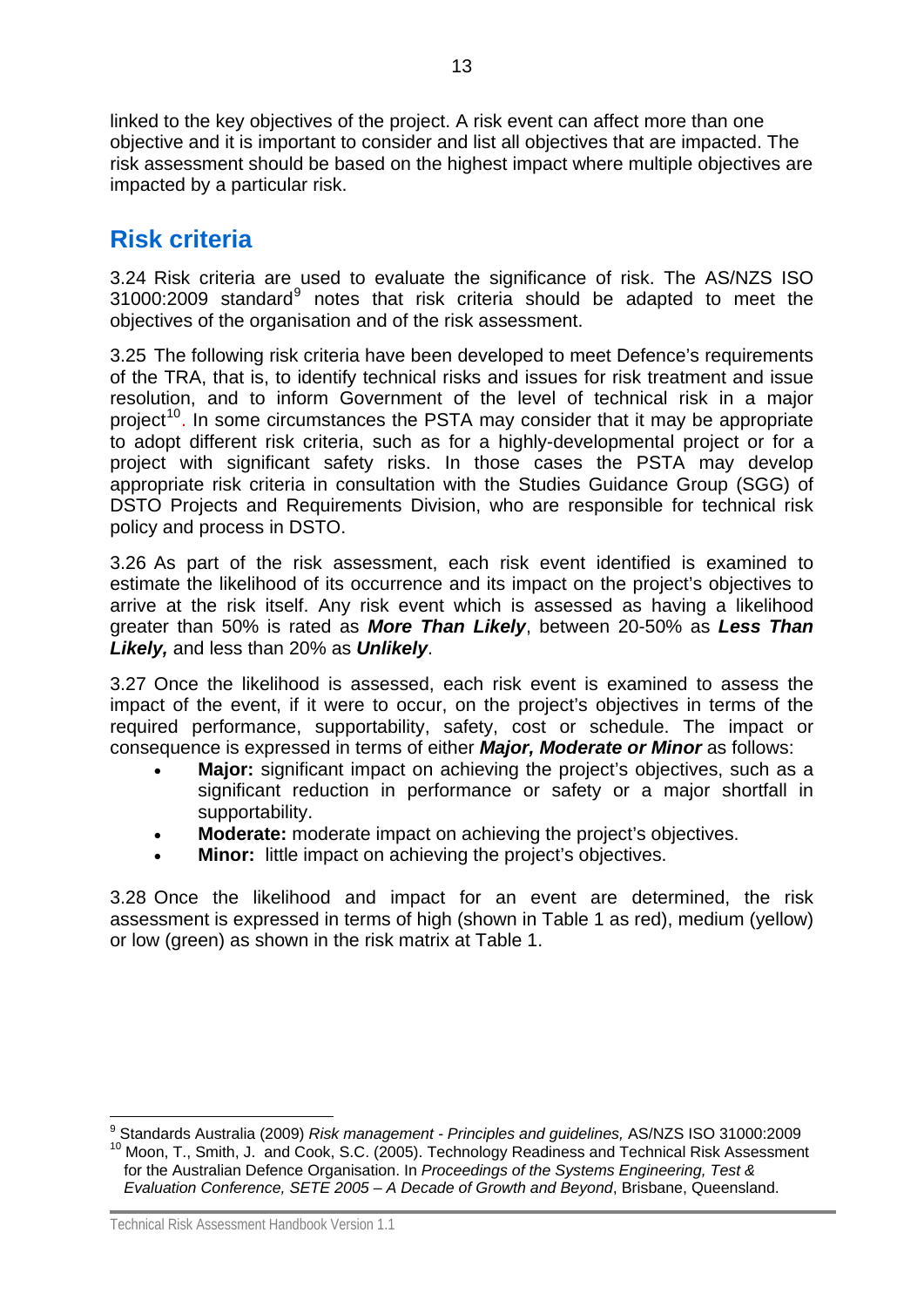linked to the key objectives of the project. A risk event can affect more than one objective and it is important to consider and list all objectives that are impacted. The risk assessment should be based on the highest impact where multiple objectives are impacted by a particular risk.

## Risk criteria

3.24 Risk criteria are used to evaluate the significance of risk. The AS/NZS ISO 31000:2009 standard[9] notes that risk criteria should be adapted to meet the objectives of the organisation and of the risk assessment.

3.25 The following risk criteria have been developed to meet Defence's requirements of the TRA, that is, to identify technical risks and issues for risk treatment and issue resolution, and to inform Government of the level of technical risk in a major project[10]. In some circumstances the PSTA may consider that it may be appropriate to adopt different risk criteria, such as for a highly-developmental project or for a project with significant safety risks. In those cases the PSTA may develop appropriate risk criteria in consultation with the Studies Guidance Group (SGG) of DSTO Projects and Requirements Division, who are responsible for technical risk policy and process in DSTO.

3.26 As part of the risk assessment, each risk event identified is examined to estimate the likelihood of its occurrence and its impact on the project's objectives to arrive at the risk itself. Any risk event which is assessed as having a likelihood greater than 50% is rated as ***More Than Likely***, between 20-50% as ***Less Than Likely,*** and less than 20% as ***Unlikely***.

3.27 Once the likelihood is assessed, each risk event is examined to assess the impact of the event, if it were to occur, on the project's objectives in terms of the required performance, supportability, safety, cost or schedule. The impact or consequence is expressed in terms of either ***Major, Moderate or Minor*** as follows:

- **Major:** significant impact on achieving the project's objectives, such as a significant reduction in performance or safety or a major shortfall in supportability.
- **Moderate:** moderate impact on achieving the project's objectives.
- **Minor:** little impact on achieving the project's objectives.

3.28 Once the likelihood and impact for an event are determined, the risk assessment is expressed in terms of high (shown in Table 1 as red), medium (yellow) or low (green) as shown in the risk matrix at Table 1.

---

[9] Standards Australia (2009) *Risk management - Principles and guidelines,* AS/NZS ISO 31000:2009

[10] Moon, T., Smith, J. and Cook, S.C. (2005). Technology Readiness and Technical Risk Assessment for the Australian Defence Organisation. In *Proceedings of the Systems Engineering, Test & Evaluation Conference, SETE 2005 – A Decade of Growth and Beyond*, Brisbane, Queensland.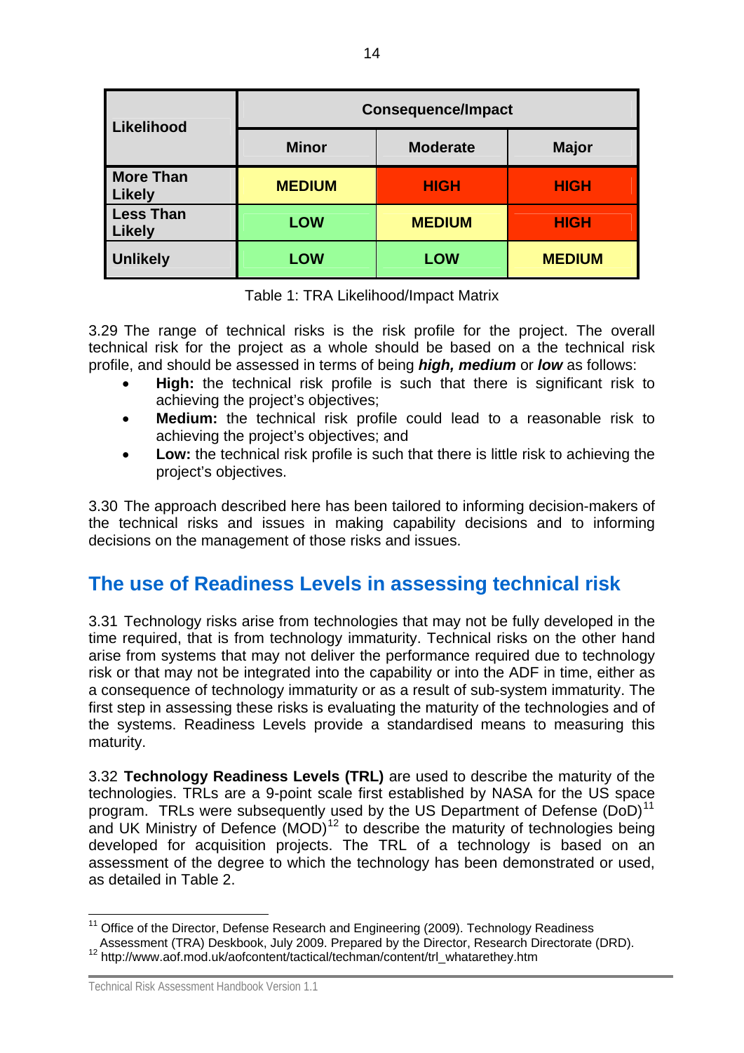| Likelihood | Consequence/Impact | | |
|---|---|---|---|
| | **Minor** | **Moderate** | **Major** |
| **More Than Likely** | **MEDIUM** | **HIGH** | **HIGH** |
| **Less Than Likely** | **LOW** | **MEDIUM** | **HIGH** |
| **Unlikely** | **LOW** | **LOW** | **MEDIUM** |

Table 1: TRA Likelihood/Impact Matrix

3.29 The range of technical risks is the risk profile for the project. The overall technical risk for the project as a whole should be based on a the technical risk profile, and should be assessed in terms of being ***high, medium*** or ***low*** as follows:

- **High:** the technical risk profile is such that there is significant risk to achieving the project's objectives;
- **Medium:** the technical risk profile could lead to a reasonable risk to achieving the project's objectives; and
- **Low:** the technical risk profile is such that there is little risk to achieving the project's objectives.

3.30 The approach described here has been tailored to informing decision-makers of the technical risks and issues in making capability decisions and to informing decisions on the management of those risks and issues.

## The use of Readiness Levels in assessing technical risk

3.31 Technology risks arise from technologies that may not be fully developed in the time required, that is from technology immaturity. Technical risks on the other hand arise from systems that may not deliver the performance required due to technology risk or that may not be integrated into the capability or into the ADF in time, either as a consequence of technology immaturity or as a result of sub-system immaturity. The first step in assessing these risks is evaluating the maturity of the technologies and of the systems. Readiness Levels provide a standardised means to measuring this maturity.

3.32 **Technology Readiness Levels (TRL)** are used to describe the maturity of the technologies. TRLs are a 9-point scale first established by NASA for the US space program. TRLs were subsequently used by the US Department of Defense (DoD)[11] and UK Ministry of Defence (MOD)[12] to describe the maturity of technologies being developed for acquisition projects. The TRL of a technology is based on an assessment of the degree to which the technology has been demonstrated or used, as detailed in Table 2.

[11] Office of the Director, Defense Research and Engineering (2009). Technology Readiness Assessment (TRA) Deskbook, July 2009. Prepared by the Director, Research Directorate (DRD).

[12] http://www.aof.mod.uk/aofcontent/tactical/techman/content/trl_whatarethey.htm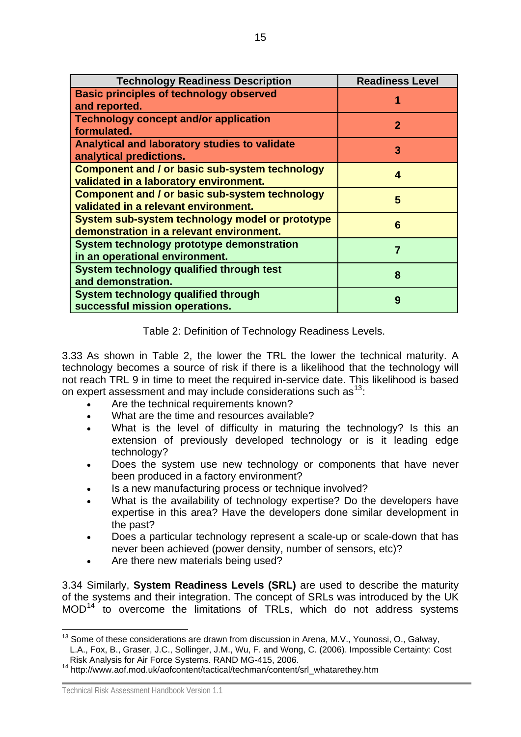| Technology Readiness Description | Readiness Level |
|---|---|
| **Basic principles of technology observed and reported.** | **1** |
| **Technology concept and/or application formulated.** | **2** |
| **Analytical and laboratory studies to validate analytical predictions.** | **3** |
| **Component and / or basic sub-system technology validated in a laboratory environment.** | **4** |
| **Component and / or basic sub-system technology validated in a relevant environment.** | **5** |
| **System sub-system technology model or prototype demonstration in a relevant environment.** | **6** |
| **System technology prototype demonstration in an operational environment.** | **7** |
| **System technology qualified through test and demonstration.** | **8** |
| **System technology qualified through successful mission operations.** | **9** |

Table 2: Definition of Technology Readiness Levels.

3.33 As shown in Table 2, the lower the TRL the lower the technical maturity. A technology becomes a source of risk if there is a likelihood that the technology will not reach TRL 9 in time to meet the required in-service date. This likelihood is based on expert assessment and may include considerations such as[13]:

- Are the technical requirements known?
- What are the time and resources available?
- What is the level of difficulty in maturing the technology? Is this an extension of previously developed technology or is it leading edge technology?
- Does the system use new technology or components that have never been produced in a factory environment?
- Is a new manufacturing process or technique involved?
- What is the availability of technology expertise? Do the developers have expertise in this area? Have the developers done similar development in the past?
- Does a particular technology represent a scale-up or scale-down that has never been achieved (power density, number of sensors, etc)?
- Are there new materials being used?

3.34 Similarly, **System Readiness Levels (SRL)** are used to describe the maturity of the systems and their integration. The concept of SRLs was introduced by the UK MOD[14] to overcome the limitations of TRLs, which do not address systems

[13] Some of these considerations are drawn from discussion in Arena, M.V., Younossi, O., Galway, L.A., Fox, B., Graser, J.C., Sollinger, J.M., Wu, F. and Wong, C. (2006). Impossible Certainty: Cost Risk Analysis for Air Force Systems. RAND MG-415, 2006.

[14] http://www.aof.mod.uk/aofcontent/tactical/techman/content/srl_whatarethey.htm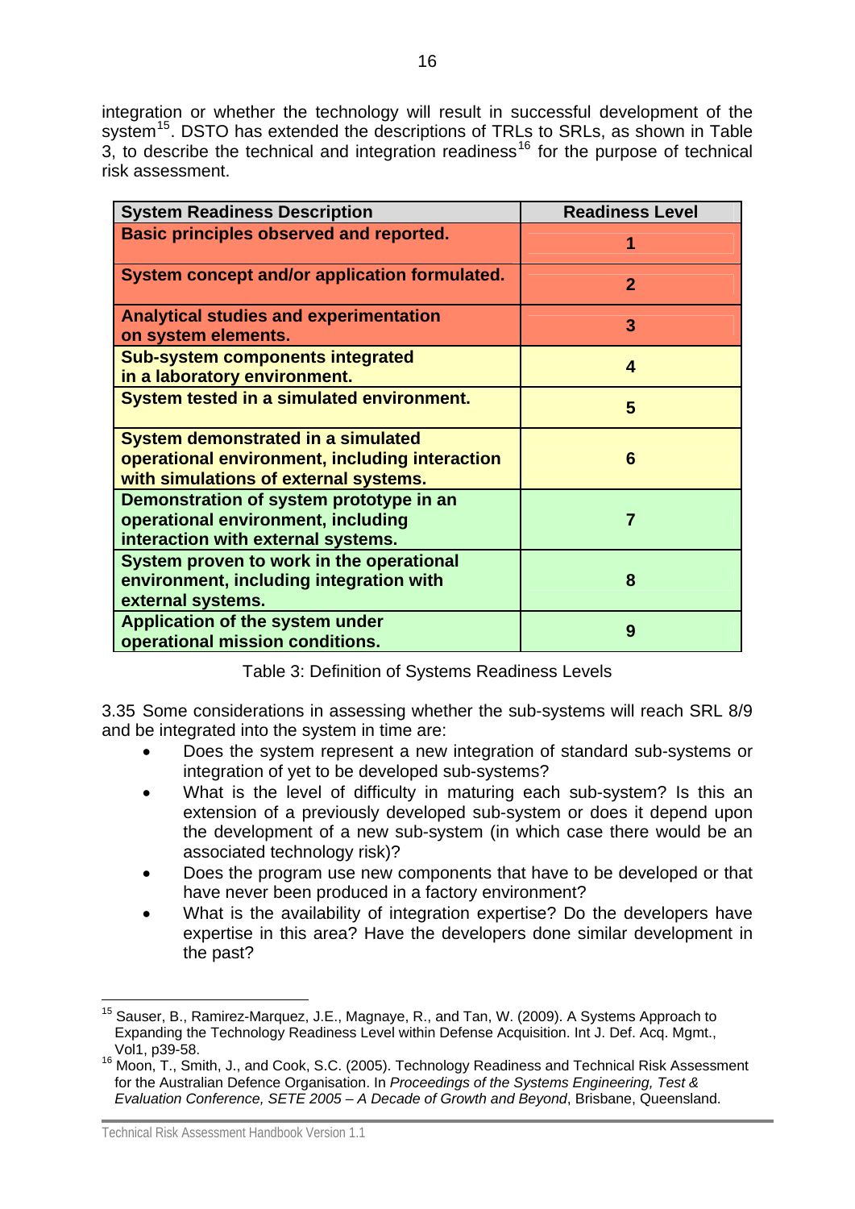integration or whether the technology will result in successful development of the system[15]. DSTO has extended the descriptions of TRLs to SRLs, as shown in Table 3, to describe the technical and integration readiness[16] for the purpose of technical risk assessment.

| System Readiness Description | Readiness Level |
|---|---|
| **Basic principles observed and reported.** | **1** |
| **System concept and/or application formulated.** | **2** |
| **Analytical studies and experimentation on system elements.** | **3** |
| **Sub-system components integrated in a laboratory environment.** | **4** |
| **System tested in a simulated environment.** | **5** |
| **System demonstrated in a simulated operational environment, including interaction with simulations of external systems.** | **6** |
| **Demonstration of system prototype in an operational environment, including interaction with external systems.** | **7** |
| **System proven to work in the operational environment, including integration with external systems.** | **8** |
| **Application of the system under operational mission conditions.** | **9** |

Table 3: Definition of Systems Readiness Levels

3.35 Some considerations in assessing whether the sub-systems will reach SRL 8/9 and be integrated into the system in time are:

- Does the system represent a new integration of standard sub-systems or integration of yet to be developed sub-systems?
- What is the level of difficulty in maturing each sub-system? Is this an extension of a previously developed sub-system or does it depend upon the development of a new sub-system (in which case there would be an associated technology risk)?
- Does the program use new components that have to be developed or that have never been produced in a factory environment?
- What is the availability of integration expertise? Do the developers have expertise in this area? Have the developers done similar development in the past?

---

[15] Sauser, B., Ramirez-Marquez, J.E., Magnaye, R., and Tan, W. (2009). A Systems Approach to Expanding the Technology Readiness Level within Defense Acquisition. Int J. Def. Acq. Mgmt., Vol1, p39-58.

[16] Moon, T., Smith, J., and Cook, S.C. (2005). Technology Readiness and Technical Risk Assessment for the Australian Defence Organisation. In *Proceedings of the Systems Engineering, Test & Evaluation Conference, SETE 2005 – A Decade of Growth and Beyond*, Brisbane, Queensland.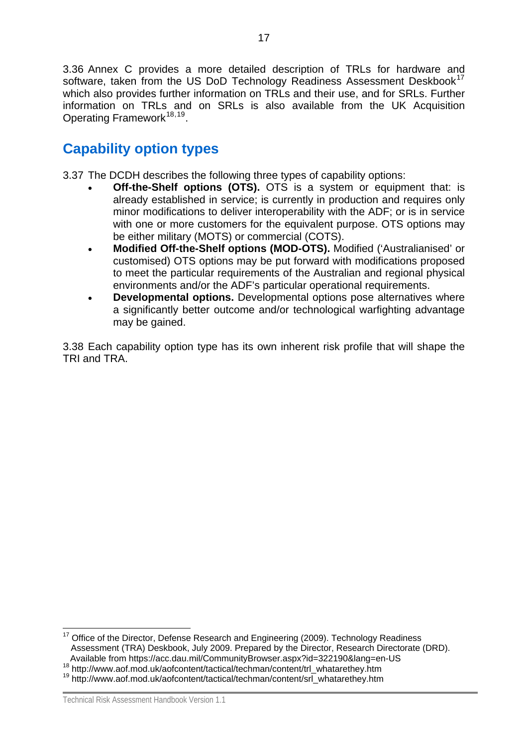3.36 Annex C provides a more detailed description of TRLs for hardware and software, taken from the US DoD Technology Readiness Assessment Deskbook[17] which also provides further information on TRLs and their use, and for SRLs. Further information on TRLs and on SRLs is also available from the UK Acquisition Operating Framework[18,19].

## Capability option types

3.37 The DCDH describes the following three types of capability options:

- **Off-the-Shelf options (OTS).** OTS is a system or equipment that: is already established in service; is currently in production and requires only minor modifications to deliver interoperability with the ADF; or is in service with one or more customers for the equivalent purpose. OTS options may be either military (MOTS) or commercial (COTS).
- **Modified Off-the-Shelf options (MOD-OTS).** Modified ('Australianised' or customised) OTS options may be put forward with modifications proposed to meet the particular requirements of the Australian and regional physical environments and/or the ADF's particular operational requirements.
- **Developmental options.** Developmental options pose alternatives where a significantly better outcome and/or technological warfighting advantage may be gained.

3.38 Each capability option type has its own inherent risk profile that will shape the TRI and TRA.

---

[17] Office of the Director, Defense Research and Engineering (2009). Technology Readiness Assessment (TRA) Deskbook, July 2009. Prepared by the Director, Research Directorate (DRD). Available from https://acc.dau.mil/CommunityBrowser.aspx?id=322190&lang=en-US

[18] http://www.aof.mod.uk/aofcontent/tactical/techman/content/trl_whatarethey.htm

[19] http://www.aof.mod.uk/aofcontent/tactical/techman/content/srl_whatarethey.htm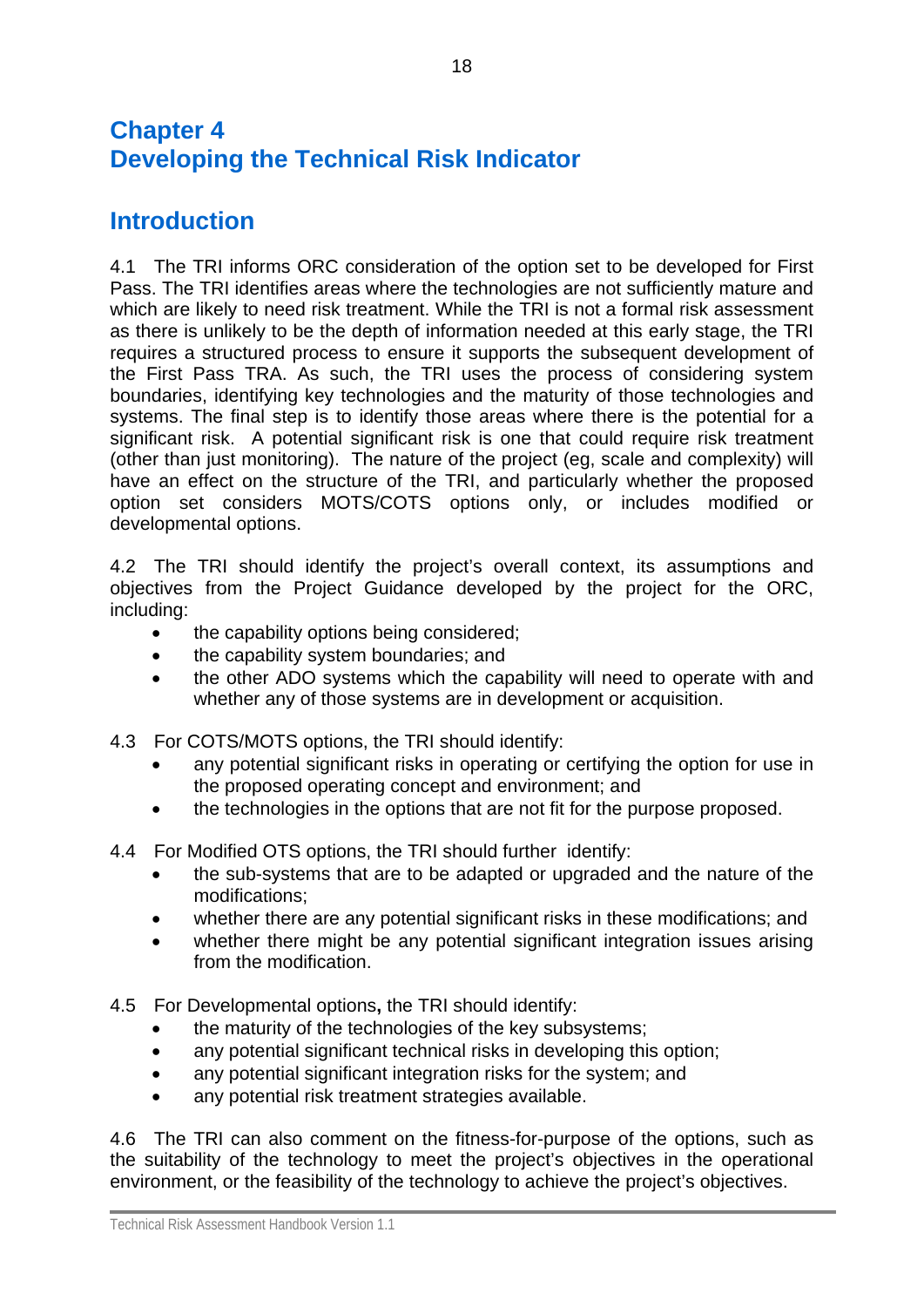# Chapter 4
# Developing the Technical Risk Indicator

## Introduction

4.1 The TRI informs ORC consideration of the option set to be developed for First Pass. The TRI identifies areas where the technologies are not sufficiently mature and which are likely to need risk treatment. While the TRI is not a formal risk assessment as there is unlikely to be the depth of information needed at this early stage, the TRI requires a structured process to ensure it supports the subsequent development of the First Pass TRA. As such, the TRI uses the process of considering system boundaries, identifying key technologies and the maturity of those technologies and systems. The final step is to identify those areas where there is the potential for a significant risk. A potential significant risk is one that could require risk treatment (other than just monitoring). The nature of the project (eg, scale and complexity) will have an effect on the structure of the TRI, and particularly whether the proposed option set considers MOTS/COTS options only, or includes modified or developmental options.

4.2 The TRI should identify the project's overall context, its assumptions and objectives from the Project Guidance developed by the project for the ORC, including:

- the capability options being considered;
- the capability system boundaries; and
- the other ADO systems which the capability will need to operate with and whether any of those systems are in development or acquisition.

4.3 For COTS/MOTS options, the TRI should identify:

- any potential significant risks in operating or certifying the option for use in the proposed operating concept and environment; and
- the technologies in the options that are not fit for the purpose proposed.

4.4 For Modified OTS options, the TRI should further identify:

- the sub-systems that are to be adapted or upgraded and the nature of the modifications;
- whether there are any potential significant risks in these modifications; and
- whether there might be any potential significant integration issues arising from the modification.

4.5 For Developmental options**,** the TRI should identify:

- the maturity of the technologies of the key subsystems;
- any potential significant technical risks in developing this option;
- any potential significant integration risks for the system; and
- any potential risk treatment strategies available.

4.6 The TRI can also comment on the fitness-for-purpose of the options, such as the suitability of the technology to meet the project's objectives in the operational environment, or the feasibility of the technology to achieve the project's objectives.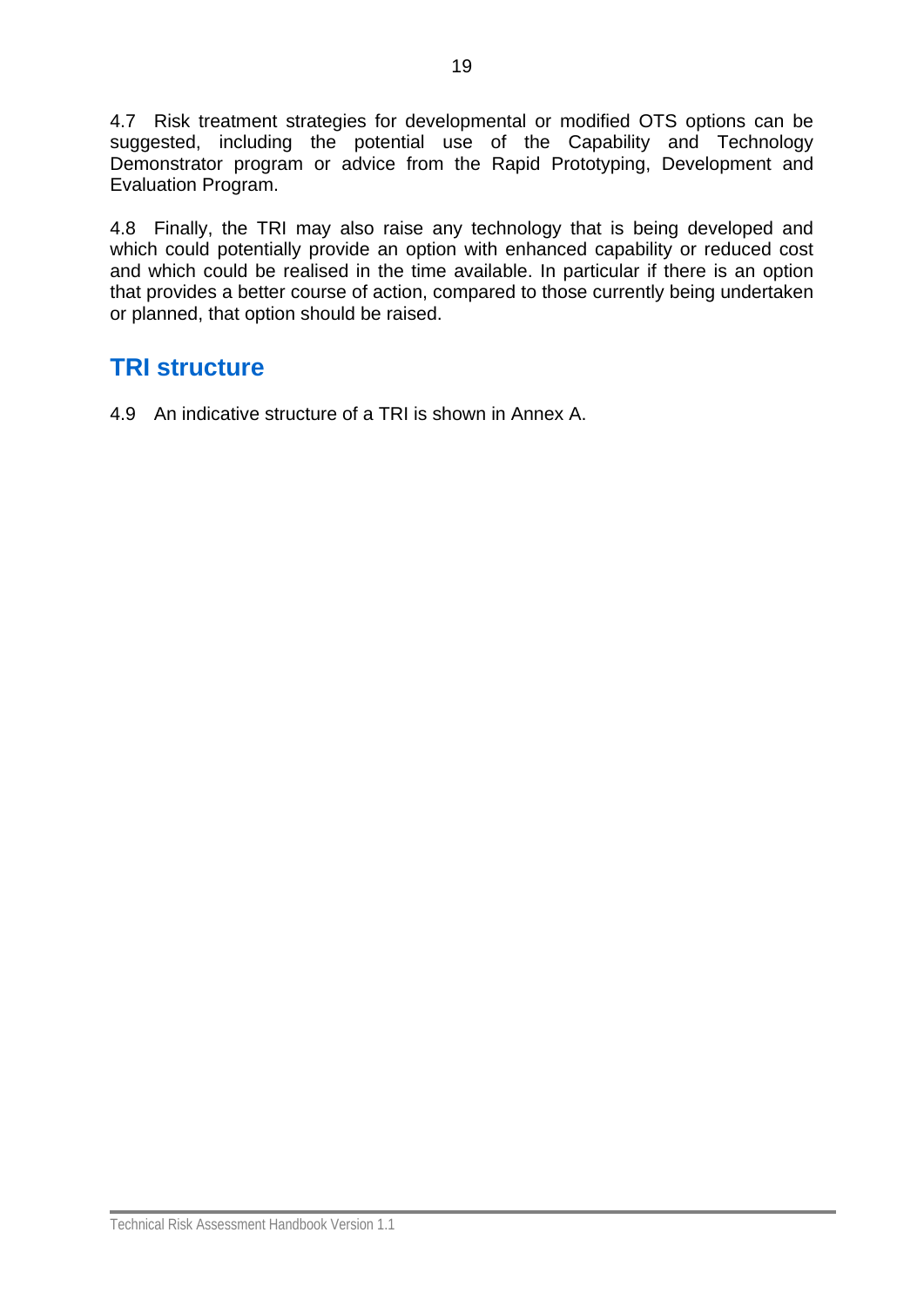4.7 Risk treatment strategies for developmental or modified OTS options can be suggested, including the potential use of the Capability and Technology Demonstrator program or advice from the Rapid Prototyping, Development and Evaluation Program.

4.8 Finally, the TRI may also raise any technology that is being developed and which could potentially provide an option with enhanced capability or reduced cost and which could be realised in the time available. In particular if there is an option that provides a better course of action, compared to those currently being undertaken or planned, that option should be raised.

## TRI structure

4.9 An indicative structure of a TRI is shown in Annex A.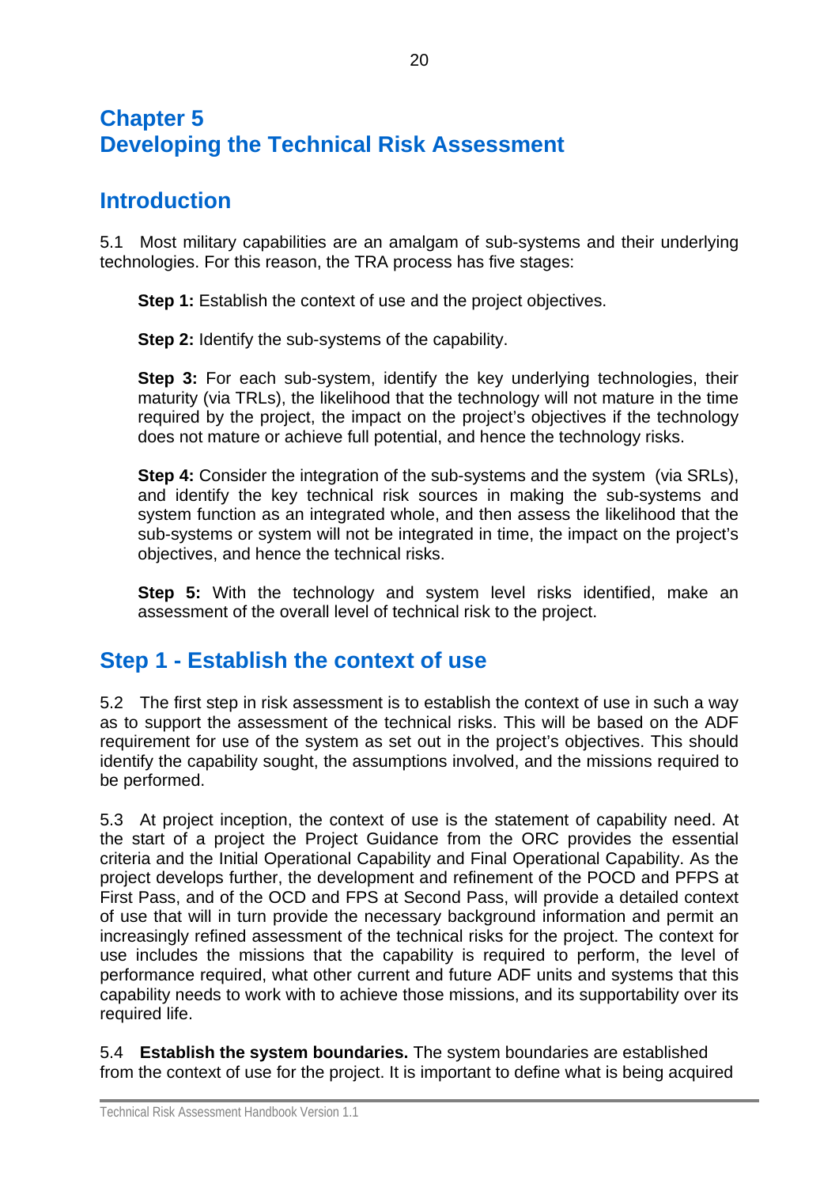# Chapter 5
# Developing the Technical Risk Assessment

## Introduction

5.1 Most military capabilities are an amalgam of sub-systems and their underlying technologies. For this reason, the TRA process has five stages:

**Step 1:** Establish the context of use and the project objectives.

**Step 2:** Identify the sub-systems of the capability.

**Step 3:** For each sub-system, identify the key underlying technologies, their maturity (via TRLs), the likelihood that the technology will not mature in the time required by the project, the impact on the project's objectives if the technology does not mature or achieve full potential, and hence the technology risks.

**Step 4:** Consider the integration of the sub-systems and the system (via SRLs), and identify the key technical risk sources in making the sub-systems and system function as an integrated whole, and then assess the likelihood that the sub-systems or system will not be integrated in time, the impact on the project's objectives, and hence the technical risks.

**Step 5:** With the technology and system level risks identified, make an assessment of the overall level of technical risk to the project.

## Step 1 - Establish the context of use

5.2 The first step in risk assessment is to establish the context of use in such a way as to support the assessment of the technical risks. This will be based on the ADF requirement for use of the system as set out in the project's objectives. This should identify the capability sought, the assumptions involved, and the missions required to be performed.

5.3 At project inception, the context of use is the statement of capability need. At the start of a project the Project Guidance from the ORC provides the essential criteria and the Initial Operational Capability and Final Operational Capability. As the project develops further, the development and refinement of the POCD and PFPS at First Pass, and of the OCD and FPS at Second Pass, will provide a detailed context of use that will in turn provide the necessary background information and permit an increasingly refined assessment of the technical risks for the project. The context for use includes the missions that the capability is required to perform, the level of performance required, what other current and future ADF units and systems that this capability needs to work with to achieve those missions, and its supportability over its required life.

5.4 **Establish the system boundaries.** The system boundaries are established from the context of use for the project. It is important to define what is being acquired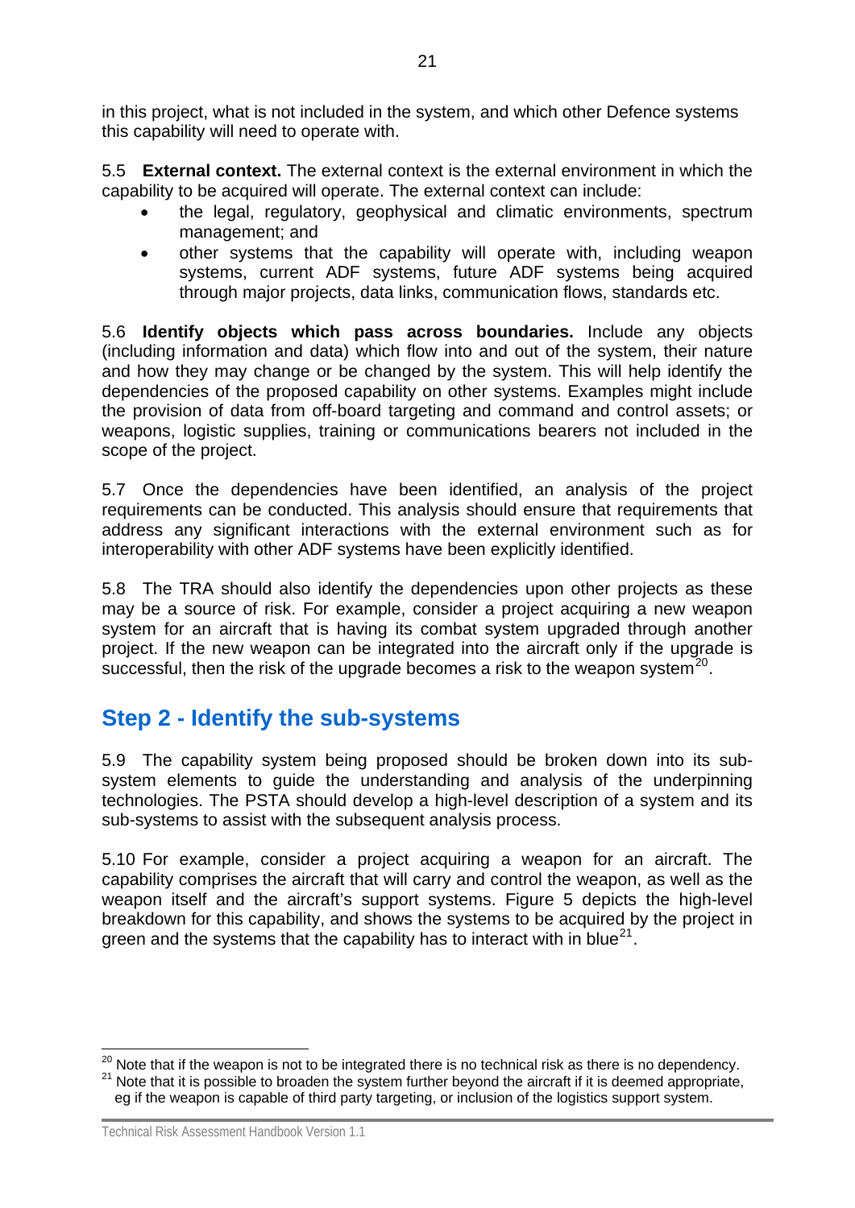in this project, what is not included in the system, and which other Defence systems this capability will need to operate with.

5.5 **External context.** The external context is the external environment in which the capability to be acquired will operate. The external context can include:

- the legal, regulatory, geophysical and climatic environments, spectrum management; and
- other systems that the capability will operate with, including weapon systems, current ADF systems, future ADF systems being acquired through major projects, data links, communication flows, standards etc.

5.6 **Identify objects which pass across boundaries.** Include any objects (including information and data) which flow into and out of the system, their nature and how they may change or be changed by the system. This will help identify the dependencies of the proposed capability on other systems. Examples might include the provision of data from off-board targeting and command and control assets; or weapons, logistic supplies, training or communications bearers not included in the scope of the project.

5.7 Once the dependencies have been identified, an analysis of the project requirements can be conducted. This analysis should ensure that requirements that address any significant interactions with the external environment such as for interoperability with other ADF systems have been explicitly identified.

5.8 The TRA should also identify the dependencies upon other projects as these may be a source of risk. For example, consider a project acquiring a new weapon system for an aircraft that is having its combat system upgraded through another project. If the new weapon can be integrated into the aircraft only if the upgrade is successful, then the risk of the upgrade becomes a risk to the weapon system[20].

## Step 2 - Identify the sub-systems

5.9 The capability system being proposed should be broken down into its sub-system elements to guide the understanding and analysis of the underpinning technologies. The PSTA should develop a high-level description of a system and its sub-systems to assist with the subsequent analysis process.

5.10 For example, consider a project acquiring a weapon for an aircraft. The capability comprises the aircraft that will carry and control the weapon, as well as the weapon itself and the aircraft's support systems. Figure 5 depicts the high-level breakdown for this capability, and shows the systems to be acquired by the project in green and the systems that the capability has to interact with in blue[21].

[20] Note that if the weapon is not to be integrated there is no technical risk as there is no dependency.

[21] Note that it is possible to broaden the system further beyond the aircraft if it is deemed appropriate, eg if the weapon is capable of third party targeting, or inclusion of the logistics support system.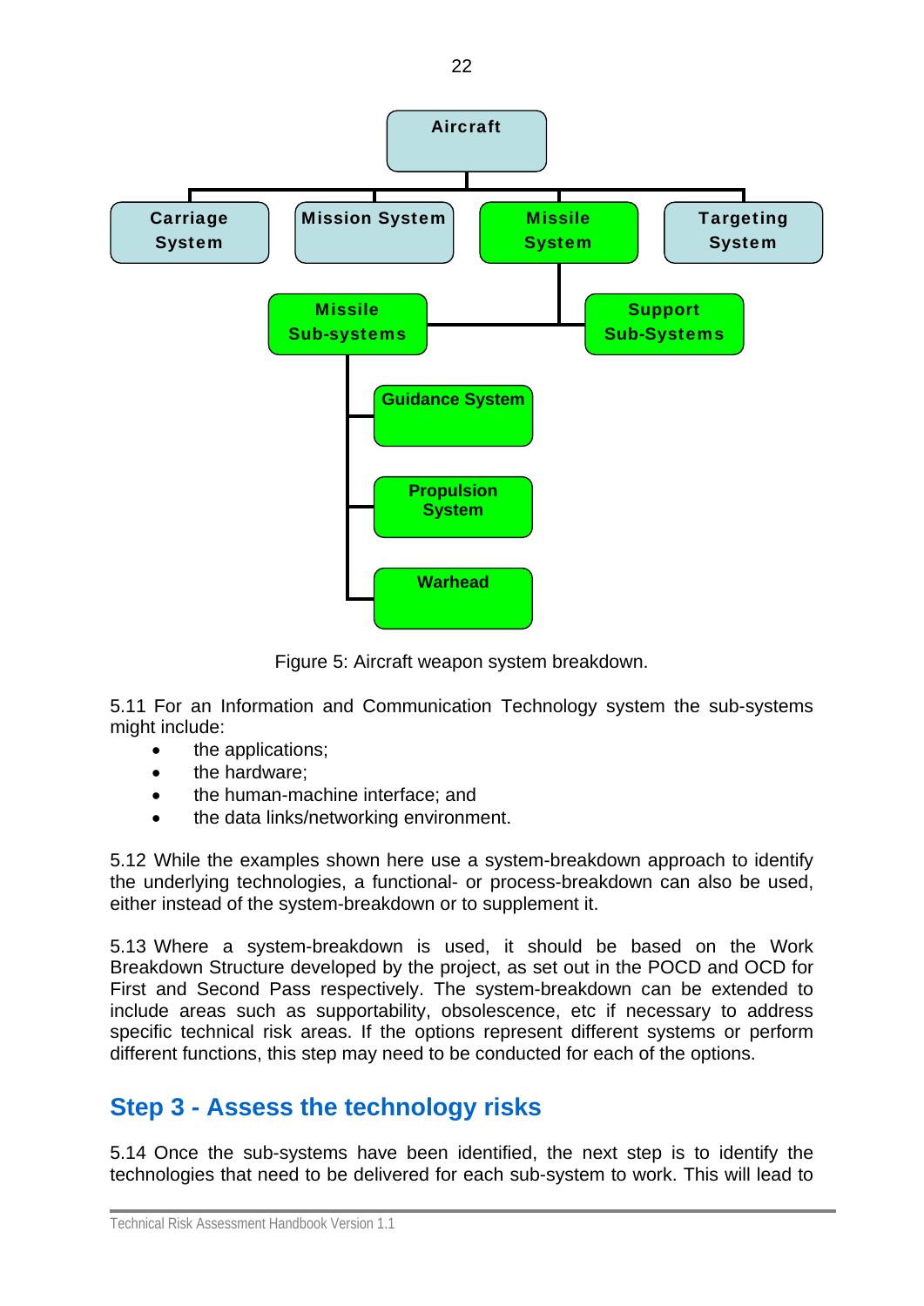Figure 5: Aircraft weapon system breakdown.

5.11 For an Information and Communication Technology system the sub-systems might include:

- the applications;
- the hardware;
- the human-machine interface; and
- the data links/networking environment.

5.12 While the examples shown here use a system-breakdown approach to identify the underlying technologies, a functional- or process-breakdown can also be used, either instead of the system-breakdown or to supplement it.

5.13 Where a system-breakdown is used, it should be based on the Work Breakdown Structure developed by the project, as set out in the POCD and OCD for First and Second Pass respectively. The system-breakdown can be extended to include areas such as supportability, obsolescence, etc if necessary to address specific technical risk areas. If the options represent different systems or perform different functions, this step may need to be conducted for each of the options.

## Step 3 - Assess the technology risks

5.14 Once the sub-systems have been identified, the next step is to identify the technologies that need to be delivered for each sub-system to work. This will lead to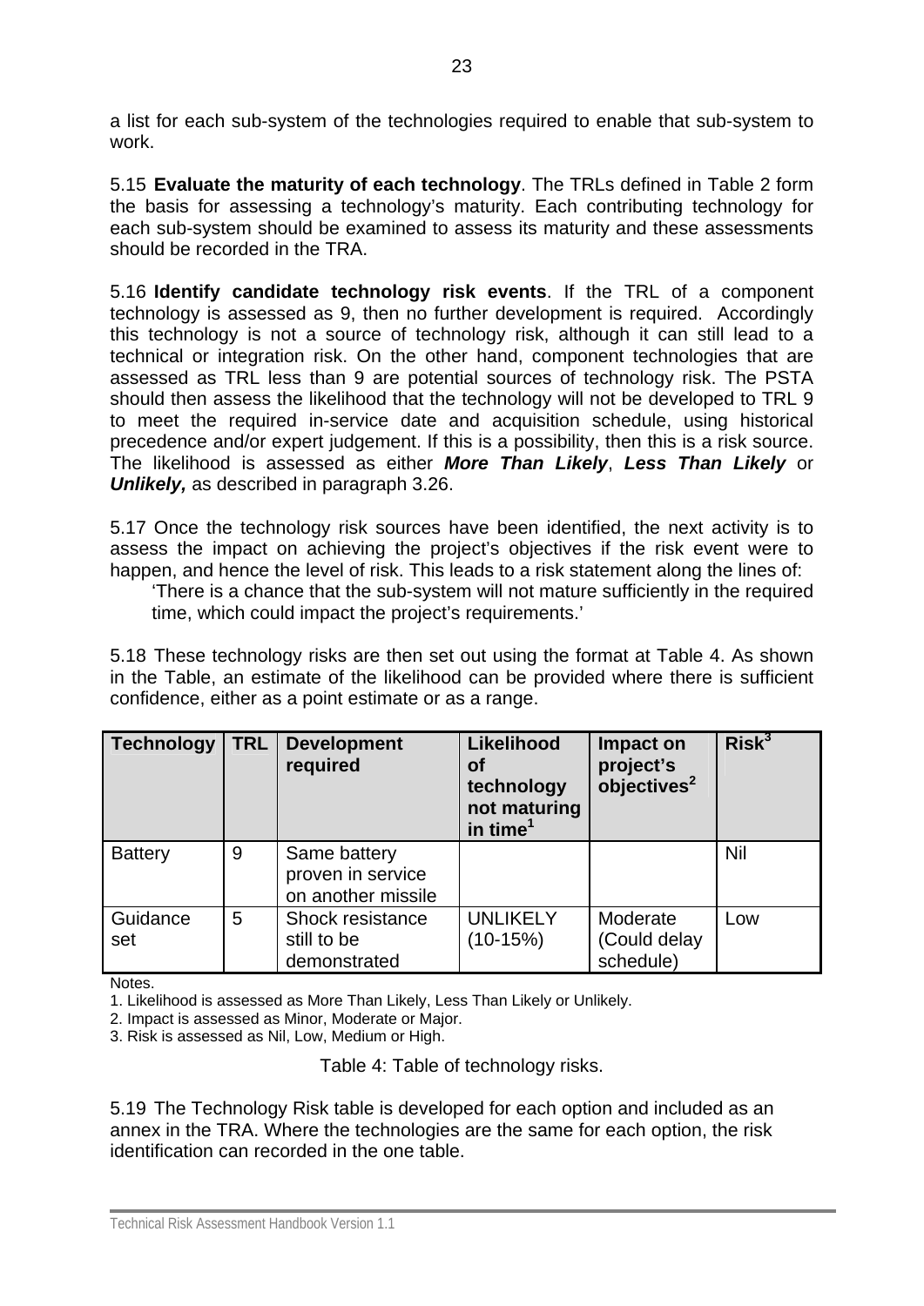a list for each sub-system of the technologies required to enable that sub-system to work.

5.15 **Evaluate the maturity of each technology**. The TRLs defined in Table 2 form the basis for assessing a technology's maturity. Each contributing technology for each sub-system should be examined to assess its maturity and these assessments should be recorded in the TRA.

5.16 **Identify candidate technology risk events**. If the TRL of a component technology is assessed as 9, then no further development is required. Accordingly this technology is not a source of technology risk, although it can still lead to a technical or integration risk. On the other hand, component technologies that are assessed as TRL less than 9 are potential sources of technology risk. The PSTA should then assess the likelihood that the technology will not be developed to TRL 9 to meet the required in-service date and acquisition schedule, using historical precedence and/or expert judgement. If this is a possibility, then this is a risk source. The likelihood is assessed as either ***More Than Likely***, ***Less Than Likely*** or ***Unlikely,*** as described in paragraph 3.26.

5.17 Once the technology risk sources have been identified, the next activity is to assess the impact on achieving the project's objectives if the risk event were to happen, and hence the level of risk. This leads to a risk statement along the lines of:

> 'There is a chance that the sub-system will not mature sufficiently in the required time, which could impact the project's requirements.'

5.18 These technology risks are then set out using the format at Table 4. As shown in the Table, an estimate of the likelihood can be provided where there is sufficient confidence, either as a point estimate or as a range.

| Technology | TRL | Development required | Likelihood of technology not maturing in time[1] | Impact on project's objectives[2] | Risk[3] |
|---|---|---|---|---|---|
| Battery | 9 | Same battery proven in service on another missile | | | Nil |
| Guidance set | 5 | Shock resistance still to be demonstrated | UNLIKELY (10-15%) | Moderate (Could delay schedule) | Low |

Notes.

1. Likelihood is assessed as More Than Likely, Less Than Likely or Unlikely.
2. Impact is assessed as Minor, Moderate or Major.
3. Risk is assessed as Nil, Low, Medium or High.

Table 4: Table of technology risks.

5.19 The Technology Risk table is developed for each option and included as an annex in the TRA. Where the technologies are the same for each option, the risk identification can recorded in the one table.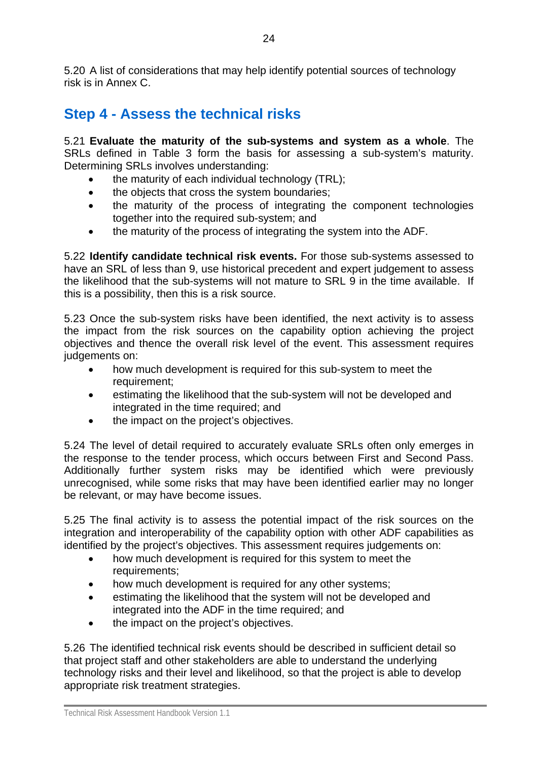5.20 A list of considerations that may help identify potential sources of technology risk is in Annex C.

## Step 4 - Assess the technical risks

5.21 **Evaluate the maturity of the sub-systems and system as a whole**. The SRLs defined in Table 3 form the basis for assessing a sub-system's maturity. Determining SRLs involves understanding:

- the maturity of each individual technology (TRL);
- the objects that cross the system boundaries;
- the maturity of the process of integrating the component technologies together into the required sub-system; and
- the maturity of the process of integrating the system into the ADF.

5.22 **Identify candidate technical risk events.** For those sub-systems assessed to have an SRL of less than 9, use historical precedent and expert judgement to assess the likelihood that the sub-systems will not mature to SRL 9 in the time available. If this is a possibility, then this is a risk source.

5.23 Once the sub-system risks have been identified, the next activity is to assess the impact from the risk sources on the capability option achieving the project objectives and thence the overall risk level of the event. This assessment requires judgements on:

- how much development is required for this sub-system to meet the requirement;
- estimating the likelihood that the sub-system will not be developed and integrated in the time required; and
- the impact on the project's objectives.

5.24 The level of detail required to accurately evaluate SRLs often only emerges in the response to the tender process, which occurs between First and Second Pass. Additionally further system risks may be identified which were previously unrecognised, while some risks that may have been identified earlier may no longer be relevant, or may have become issues.

5.25 The final activity is to assess the potential impact of the risk sources on the integration and interoperability of the capability option with other ADF capabilities as identified by the project's objectives. This assessment requires judgements on:

- how much development is required for this system to meet the requirements;
- how much development is required for any other systems;
- estimating the likelihood that the system will not be developed and integrated into the ADF in the time required; and
- the impact on the project's objectives.

5.26 The identified technical risk events should be described in sufficient detail so that project staff and other stakeholders are able to understand the underlying technology risks and their level and likelihood, so that the project is able to develop appropriate risk treatment strategies.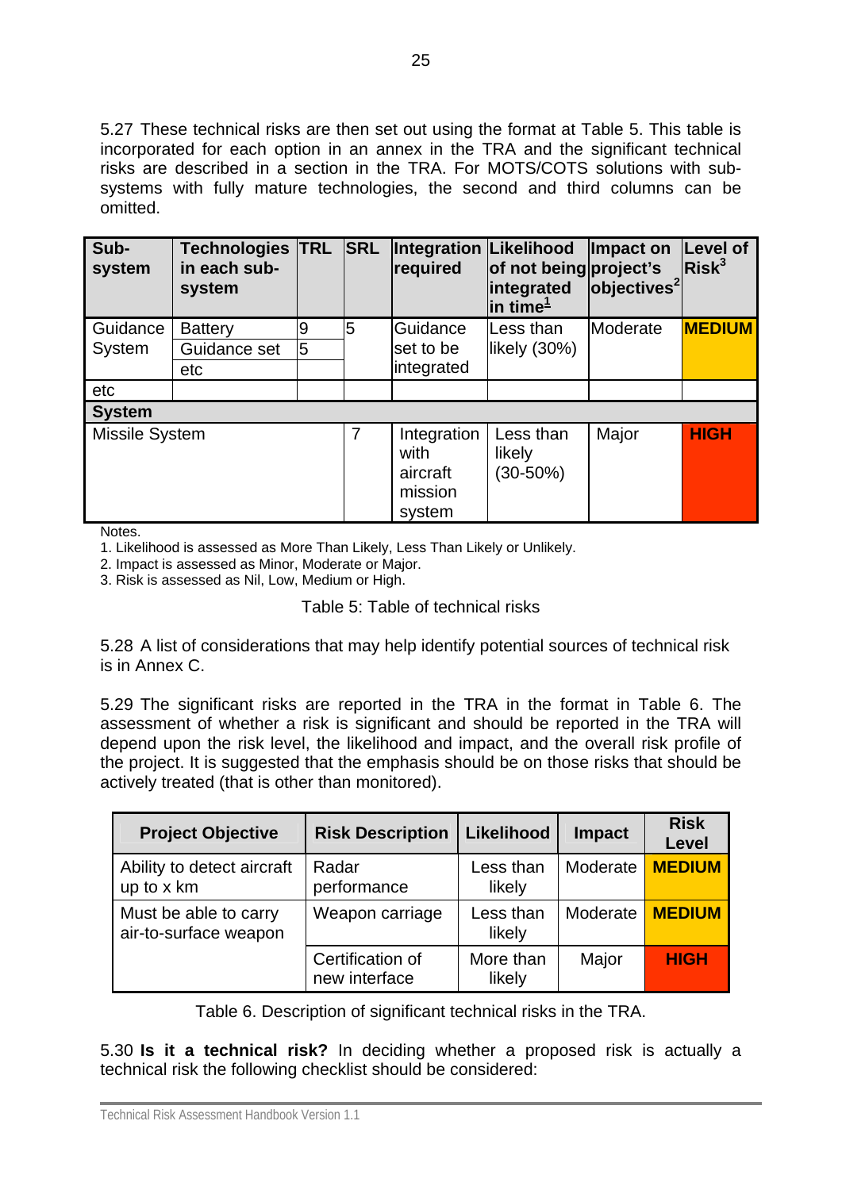5.27 These technical risks are then set out using the format at Table 5. This table is incorporated for each option in an annex in the TRA and the significant technical risks are described in a section in the TRA. For MOTS/COTS solutions with sub-systems with fully mature technologies, the second and third columns can be omitted.

| Sub-system | Technologies in each sub-system | TRL | SRL | Integration required | Likelihood of not being integrated in time[1] | Impact on project's objectives[2] | Level of Risk[3] |
|---|---|---|---|---|---|---|---|
| Guidance System | Battery | 9 | 5 | Guidance set to be integrated | Less than likely (30%) | Moderate | **MEDIUM** |
| | Guidance set | 5 | | | | | |
| | etc | | | | | | |
| etc | | | | | | | |
| **System** | | | | | | | |
| Missile System | | | 7 | Integration with aircraft mission system | Less than likely (30-50%) | Major | **HIGH** |

Notes.
1. Likelihood is assessed as More Than Likely, Less Than Likely or Unlikely.
2. Impact is assessed as Minor, Moderate or Major.
3. Risk is assessed as Nil, Low, Medium or High.

Table 5: Table of technical risks

5.28 A list of considerations that may help identify potential sources of technical risk is in Annex C.

5.29 The significant risks are reported in the TRA in the format in Table 6. The assessment of whether a risk is significant and should be reported in the TRA will depend upon the risk level, the likelihood and impact, and the overall risk profile of the project. It is suggested that the emphasis should be on those risks that should be actively treated (that is other than monitored).

| Project Objective | Risk Description | Likelihood | Impact | Risk Level |
|---|---|---|---|---|
| Ability to detect aircraft up to x km | Radar performance | Less than likely | Moderate | **MEDIUM** |
| Must be able to carry air-to-surface weapon | Weapon carriage | Less than likely | Moderate | **MEDIUM** |
| | Certification of new interface | More than likely | Major | **HIGH** |

Table 6. Description of significant technical risks in the TRA.

5.30 **Is it a technical risk?** In deciding whether a proposed risk is actually a technical risk the following checklist should be considered: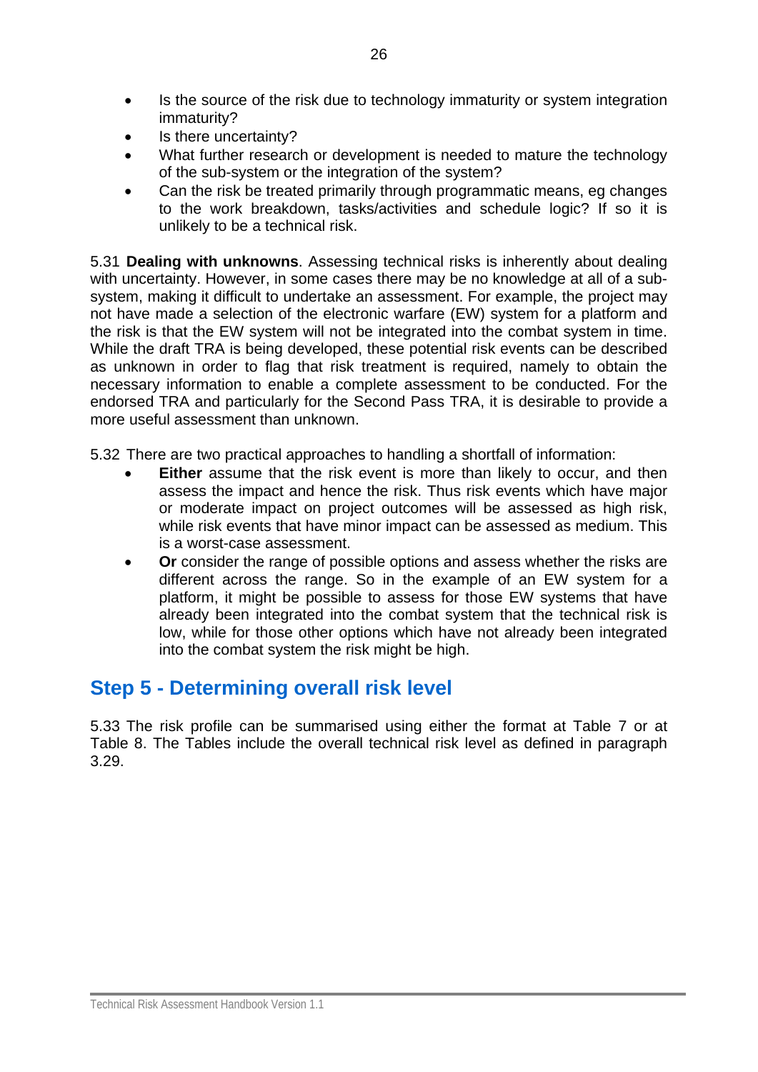- Is the source of the risk due to technology immaturity or system integration immaturity?
- Is there uncertainty?
- What further research or development is needed to mature the technology of the sub-system or the integration of the system?
- Can the risk be treated primarily through programmatic means, eg changes to the work breakdown, tasks/activities and schedule logic? If so it is unlikely to be a technical risk.

5.31 **Dealing with unknowns**. Assessing technical risks is inherently about dealing with uncertainty. However, in some cases there may be no knowledge at all of a sub-system, making it difficult to undertake an assessment. For example, the project may not have made a selection of the electronic warfare (EW) system for a platform and the risk is that the EW system will not be integrated into the combat system in time. While the draft TRA is being developed, these potential risk events can be described as unknown in order to flag that risk treatment is required, namely to obtain the necessary information to enable a complete assessment to be conducted. For the endorsed TRA and particularly for the Second Pass TRA, it is desirable to provide a more useful assessment than unknown.

5.32 There are two practical approaches to handling a shortfall of information:

- **Either** assume that the risk event is more than likely to occur, and then assess the impact and hence the risk. Thus risk events which have major or moderate impact on project outcomes will be assessed as high risk, while risk events that have minor impact can be assessed as medium. This is a worst-case assessment.
- **Or** consider the range of possible options and assess whether the risks are different across the range. So in the example of an EW system for a platform, it might be possible to assess for those EW systems that have already been integrated into the combat system that the technical risk is low, while for those other options which have not already been integrated into the combat system the risk might be high.

## Step 5 - Determining overall risk level

5.33 The risk profile can be summarised using either the format at Table 7 or at Table 8. The Tables include the overall technical risk level as defined in paragraph 3.29.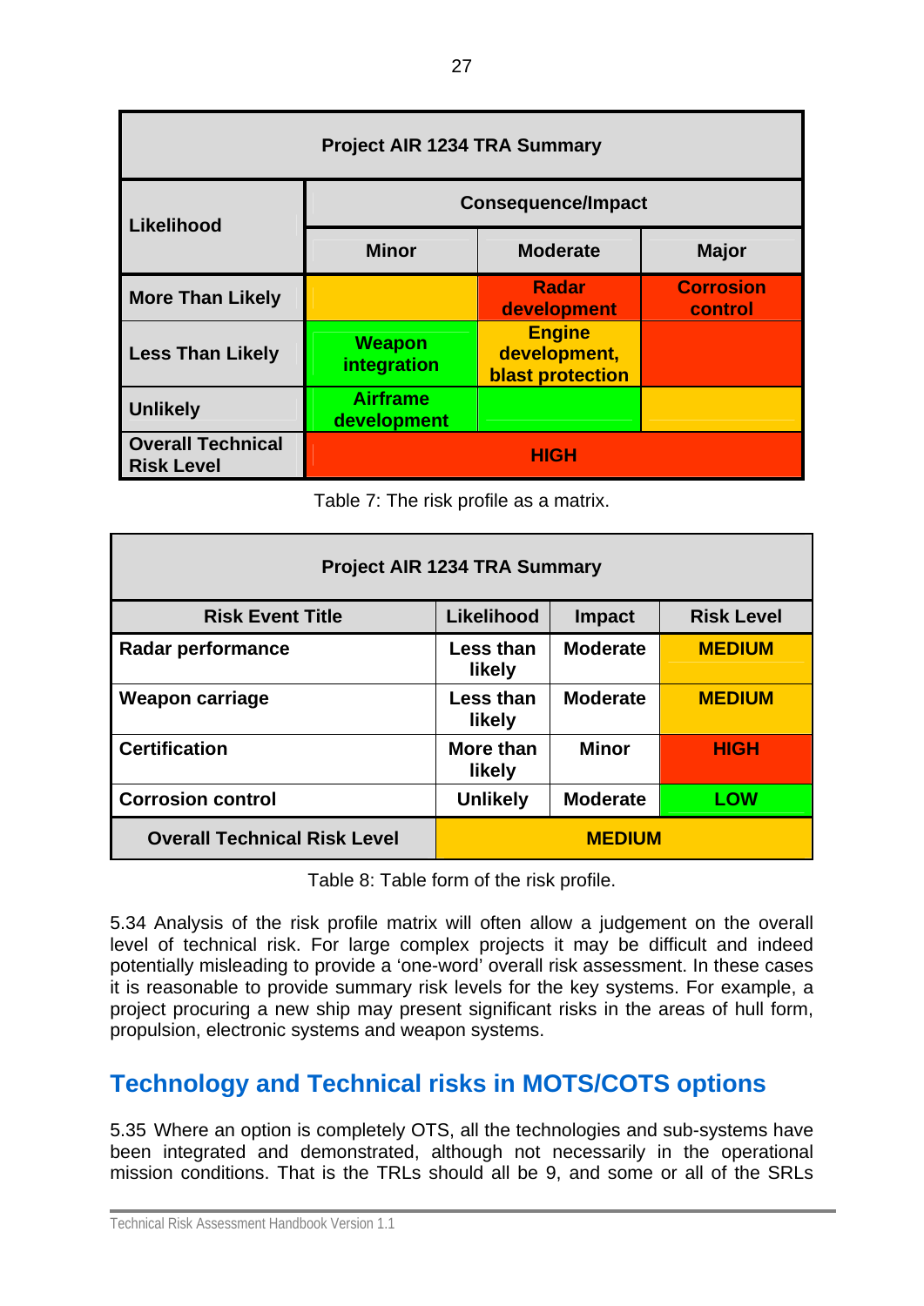| Project AIR 1234 TRA Summary | | | |
|---|---|---|---|
| **Likelihood** | **Consequence/Impact** | | |
| | **Minor** | **Moderate** | **Major** |
| **More Than Likely** | | **Radar development** | **Corrosion control** |
| **Less Than Likely** | **Weapon integration** | **Engine development, blast protection** | |
| **Unlikely** | **Airframe development** | | |
| **Overall Technical Risk Level** | **HIGH** | | |

Table 7: The risk profile as a matrix.

| Project AIR 1234 TRA Summary | | | |
|---|---|---|---|
| **Risk Event Title** | **Likelihood** | **Impact** | **Risk Level** |
| **Radar performance** | **Less than likely** | **Moderate** | **MEDIUM** |
| **Weapon carriage** | **Less than likely** | **Moderate** | **MEDIUM** |
| **Certification** | **More than likely** | **Minor** | **HIGH** |
| **Corrosion control** | **Unlikely** | **Moderate** | **LOW** |
| **Overall Technical Risk Level** | **MEDIUM** | | |

Table 8: Table form of the risk profile.

5.34 Analysis of the risk profile matrix will often allow a judgement on the overall level of technical risk. For large complex projects it may be difficult and indeed potentially misleading to provide a 'one-word' overall risk assessment. In these cases it is reasonable to provide summary risk levels for the key systems. For example, a project procuring a new ship may present significant risks in the areas of hull form, propulsion, electronic systems and weapon systems.

## Technology and Technical risks in MOTS/COTS options

5.35 Where an option is completely OTS, all the technologies and sub-systems have been integrated and demonstrated, although not necessarily in the operational mission conditions. That is the TRLs should all be 9, and some or all of the SRLs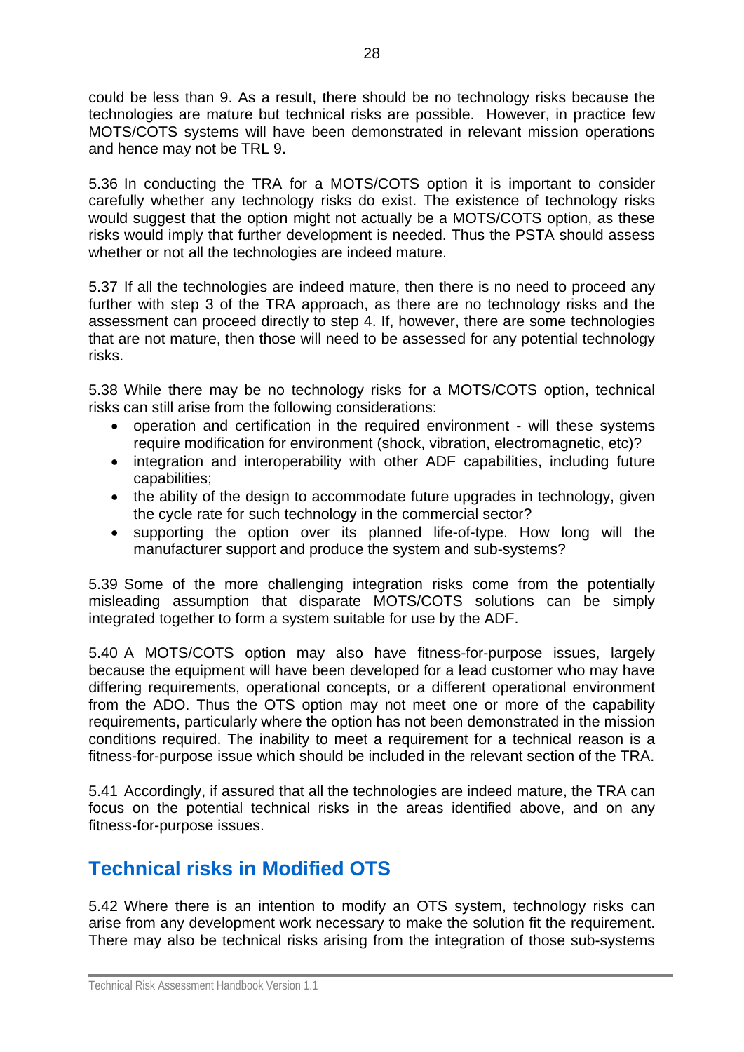could be less than 9. As a result, there should be no technology risks because the technologies are mature but technical risks are possible. However, in practice few MOTS/COTS systems will have been demonstrated in relevant mission operations and hence may not be TRL 9.

5.36 In conducting the TRA for a MOTS/COTS option it is important to consider carefully whether any technology risks do exist. The existence of technology risks would suggest that the option might not actually be a MOTS/COTS option, as these risks would imply that further development is needed. Thus the PSTA should assess whether or not all the technologies are indeed mature.

5.37 If all the technologies are indeed mature, then there is no need to proceed any further with step 3 of the TRA approach, as there are no technology risks and the assessment can proceed directly to step 4. If, however, there are some technologies that are not mature, then those will need to be assessed for any potential technology risks.

5.38 While there may be no technology risks for a MOTS/COTS option, technical risks can still arise from the following considerations:

- operation and certification in the required environment - will these systems require modification for environment (shock, vibration, electromagnetic, etc)?
- integration and interoperability with other ADF capabilities, including future capabilities;
- the ability of the design to accommodate future upgrades in technology, given the cycle rate for such technology in the commercial sector?
- supporting the option over its planned life-of-type. How long will the manufacturer support and produce the system and sub-systems?

5.39 Some of the more challenging integration risks come from the potentially misleading assumption that disparate MOTS/COTS solutions can be simply integrated together to form a system suitable for use by the ADF.

5.40 A MOTS/COTS option may also have fitness-for-purpose issues, largely because the equipment will have been developed for a lead customer who may have differing requirements, operational concepts, or a different operational environment from the ADO. Thus the OTS option may not meet one or more of the capability requirements, particularly where the option has not been demonstrated in the mission conditions required. The inability to meet a requirement for a technical reason is a fitness-for-purpose issue which should be included in the relevant section of the TRA.

5.41 Accordingly, if assured that all the technologies are indeed mature, the TRA can focus on the potential technical risks in the areas identified above, and on any fitness-for-purpose issues.

## Technical risks in Modified OTS

5.42 Where there is an intention to modify an OTS system, technology risks can arise from any development work necessary to make the solution fit the requirement. There may also be technical risks arising from the integration of those sub-systems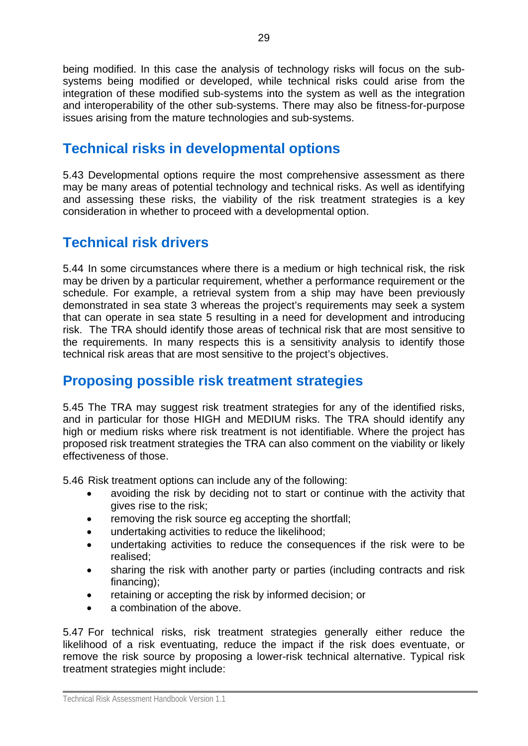being modified. In this case the analysis of technology risks will focus on the sub-systems being modified or developed, while technical risks could arise from the integration of these modified sub-systems into the system as well as the integration and interoperability of the other sub-systems. There may also be fitness-for-purpose issues arising from the mature technologies and sub-systems.

## Technical risks in developmental options

5.43 Developmental options require the most comprehensive assessment as there may be many areas of potential technology and technical risks. As well as identifying and assessing these risks, the viability of the risk treatment strategies is a key consideration in whether to proceed with a developmental option.

## Technical risk drivers

5.44 In some circumstances where there is a medium or high technical risk, the risk may be driven by a particular requirement, whether a performance requirement or the schedule. For example, a retrieval system from a ship may have been previously demonstrated in sea state 3 whereas the project's requirements may seek a system that can operate in sea state 5 resulting in a need for development and introducing risk. The TRA should identify those areas of technical risk that are most sensitive to the requirements. In many respects this is a sensitivity analysis to identify those technical risk areas that are most sensitive to the project's objectives.

## Proposing possible risk treatment strategies

5.45 The TRA may suggest risk treatment strategies for any of the identified risks, and in particular for those HIGH and MEDIUM risks. The TRA should identify any high or medium risks where risk treatment is not identifiable. Where the project has proposed risk treatment strategies the TRA can also comment on the viability or likely effectiveness of those.

5.46 Risk treatment options can include any of the following:

- avoiding the risk by deciding not to start or continue with the activity that gives rise to the risk;
- removing the risk source eg accepting the shortfall;
- undertaking activities to reduce the likelihood;
- undertaking activities to reduce the consequences if the risk were to be realised;
- sharing the risk with another party or parties (including contracts and risk financing);
- retaining or accepting the risk by informed decision; or
- a combination of the above.

5.47 For technical risks, risk treatment strategies generally either reduce the likelihood of a risk eventuating, reduce the impact if the risk does eventuate, or remove the risk source by proposing a lower-risk technical alternative. Typical risk treatment strategies might include: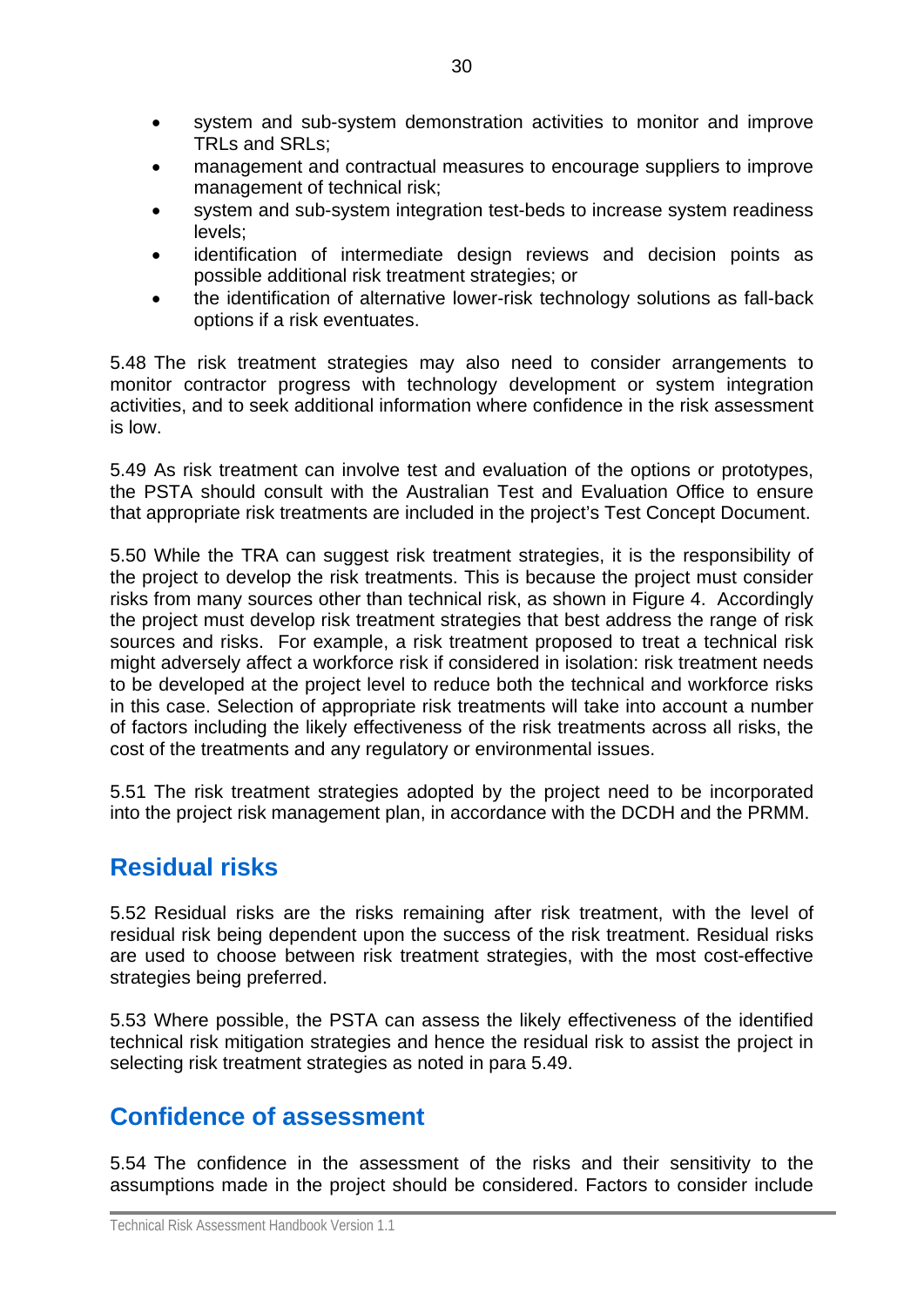- system and sub-system demonstration activities to monitor and improve TRLs and SRLs;
- management and contractual measures to encourage suppliers to improve management of technical risk;
- system and sub-system integration test-beds to increase system readiness levels;
- identification of intermediate design reviews and decision points as possible additional risk treatment strategies; or
- the identification of alternative lower-risk technology solutions as fall-back options if a risk eventuates.

5.48 The risk treatment strategies may also need to consider arrangements to monitor contractor progress with technology development or system integration activities, and to seek additional information where confidence in the risk assessment is low.

5.49 As risk treatment can involve test and evaluation of the options or prototypes, the PSTA should consult with the Australian Test and Evaluation Office to ensure that appropriate risk treatments are included in the project's Test Concept Document.

5.50 While the TRA can suggest risk treatment strategies, it is the responsibility of the project to develop the risk treatments. This is because the project must consider risks from many sources other than technical risk, as shown in Figure 4. Accordingly the project must develop risk treatment strategies that best address the range of risk sources and risks. For example, a risk treatment proposed to treat a technical risk might adversely affect a workforce risk if considered in isolation: risk treatment needs to be developed at the project level to reduce both the technical and workforce risks in this case. Selection of appropriate risk treatments will take into account a number of factors including the likely effectiveness of the risk treatments across all risks, the cost of the treatments and any regulatory or environmental issues.

5.51 The risk treatment strategies adopted by the project need to be incorporated into the project risk management plan, in accordance with the DCDH and the PRMM.

## Residual risks

5.52 Residual risks are the risks remaining after risk treatment, with the level of residual risk being dependent upon the success of the risk treatment. Residual risks are used to choose between risk treatment strategies, with the most cost-effective strategies being preferred.

5.53 Where possible, the PSTA can assess the likely effectiveness of the identified technical risk mitigation strategies and hence the residual risk to assist the project in selecting risk treatment strategies as noted in para 5.49.

## Confidence of assessment

5.54 The confidence in the assessment of the risks and their sensitivity to the assumptions made in the project should be considered. Factors to consider include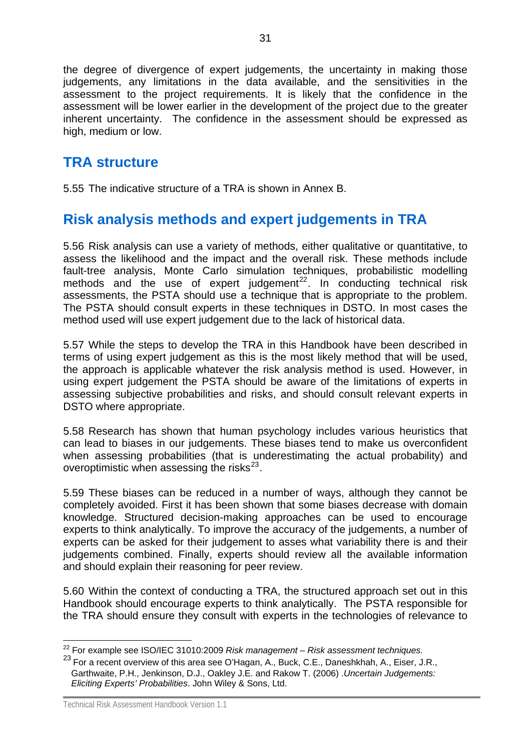the degree of divergence of expert judgements, the uncertainty in making those judgements, any limitations in the data available, and the sensitivities in the assessment to the project requirements. It is likely that the confidence in the assessment will be lower earlier in the development of the project due to the greater inherent uncertainty. The confidence in the assessment should be expressed as high, medium or low.

## TRA structure

5.55 The indicative structure of a TRA is shown in Annex B.

## Risk analysis methods and expert judgements in TRA

5.56 Risk analysis can use a variety of methods, either qualitative or quantitative, to assess the likelihood and the impact and the overall risk. These methods include fault-tree analysis, Monte Carlo simulation techniques, probabilistic modelling methods and the use of expert judgement[22]. In conducting technical risk assessments, the PSTA should use a technique that is appropriate to the problem. The PSTA should consult experts in these techniques in DSTO. In most cases the method used will use expert judgement due to the lack of historical data.

5.57 While the steps to develop the TRA in this Handbook have been described in terms of using expert judgement as this is the most likely method that will be used, the approach is applicable whatever the risk analysis method is used. However, in using expert judgement the PSTA should be aware of the limitations of experts in assessing subjective probabilities and risks, and should consult relevant experts in DSTO where appropriate.

5.58 Research has shown that human psychology includes various heuristics that can lead to biases in our judgements. These biases tend to make us overconfident when assessing probabilities (that is underestimating the actual probability) and overoptimistic when assessing the risks[23].

5.59 These biases can be reduced in a number of ways, although they cannot be completely avoided. First it has been shown that some biases decrease with domain knowledge. Structured decision-making approaches can be used to encourage experts to think analytically. To improve the accuracy of the judgements, a number of experts can be asked for their judgement to asses what variability there is and their judgements combined. Finally, experts should review all the available information and should explain their reasoning for peer review.

5.60 Within the context of conducting a TRA, the structured approach set out in this Handbook should encourage experts to think analytically. The PSTA responsible for the TRA should ensure they consult with experts in the technologies of relevance to

---

[22] For example see ISO/IEC 31010:2009 *Risk management – Risk assessment techniques.*

[23] For a recent overview of this area see O'Hagan, A., Buck, C.E., Daneshkhah, A., Eiser, J.R., Garthwaite, P.H., Jenkinson, D.J., Oakley J.E. and Rakow T. (2006) .*Uncertain Judgements: Eliciting Experts' Probabilities*. John Wiley & Sons, Ltd.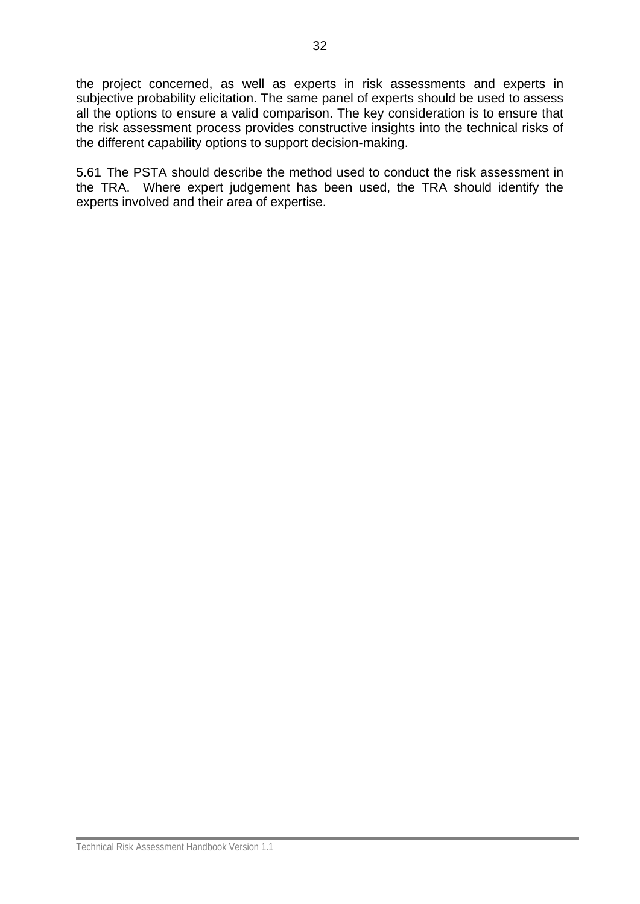the project concerned, as well as experts in risk assessments and experts in subjective probability elicitation. The same panel of experts should be used to assess all the options to ensure a valid comparison. The key consideration is to ensure that the risk assessment process provides constructive insights into the technical risks of the different capability options to support decision-making.

5.61 The PSTA should describe the method used to conduct the risk assessment in the TRA. Where expert judgement has been used, the TRA should identify the experts involved and their area of expertise.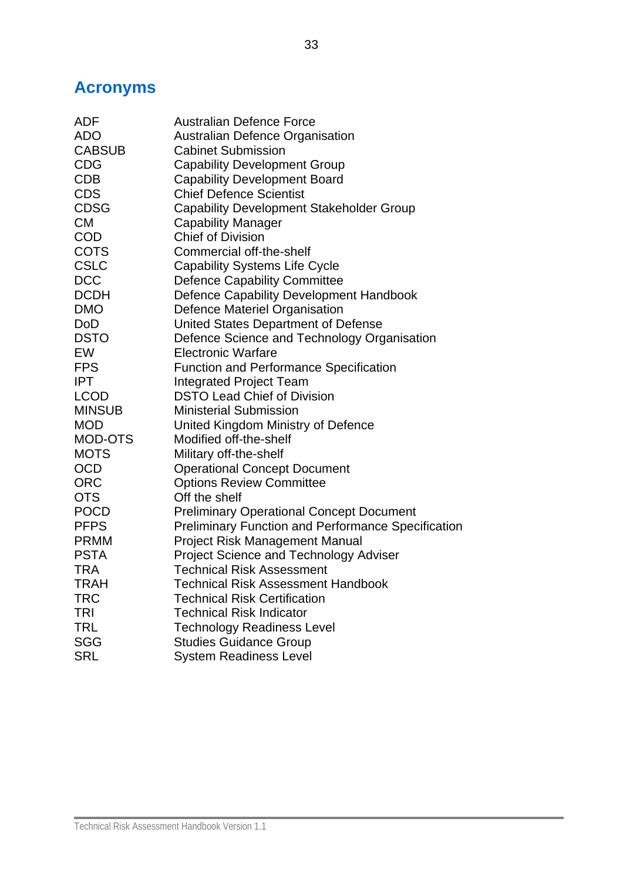## Acronyms

| | |
|---|---|
| ADF | Australian Defence Force |
| ADO | Australian Defence Organisation |
| CABSUB | Cabinet Submission |
| CDG | Capability Development Group |
| CDB | Capability Development Board |
| CDS | Chief Defence Scientist |
| CDSG | Capability Development Stakeholder Group |
| CM | Capability Manager |
| COD | Chief of Division |
| COTS | Commercial off-the-shelf |
| CSLC | Capability Systems Life Cycle |
| DCC | Defence Capability Committee |
| DCDH | Defence Capability Development Handbook |
| DMO | Defence Materiel Organisation |
| DoD | United States Department of Defense |
| DSTO | Defence Science and Technology Organisation |
| EW | Electronic Warfare |
| FPS | Function and Performance Specification |
| IPT | Integrated Project Team |
| LCOD | DSTO Lead Chief of Division |
| MINSUB | Ministerial Submission |
| MOD | United Kingdom Ministry of Defence |
| MOD-OTS | Modified off-the-shelf |
| MOTS | Military off-the-shelf |
| OCD | Operational Concept Document |
| ORC | Options Review Committee |
| OTS | Off the shelf |
| POCD | Preliminary Operational Concept Document |
| PFPS | Preliminary Function and Performance Specification |
| PRMM | Project Risk Management Manual |
| PSTA | Project Science and Technology Adviser |
| TRA | Technical Risk Assessment |
| TRAH | Technical Risk Assessment Handbook |
| TRC | Technical Risk Certification |
| TRI | Technical Risk Indicator |
| TRL | Technology Readiness Level |
| SGG | Studies Guidance Group |
| SRL | System Readiness Level |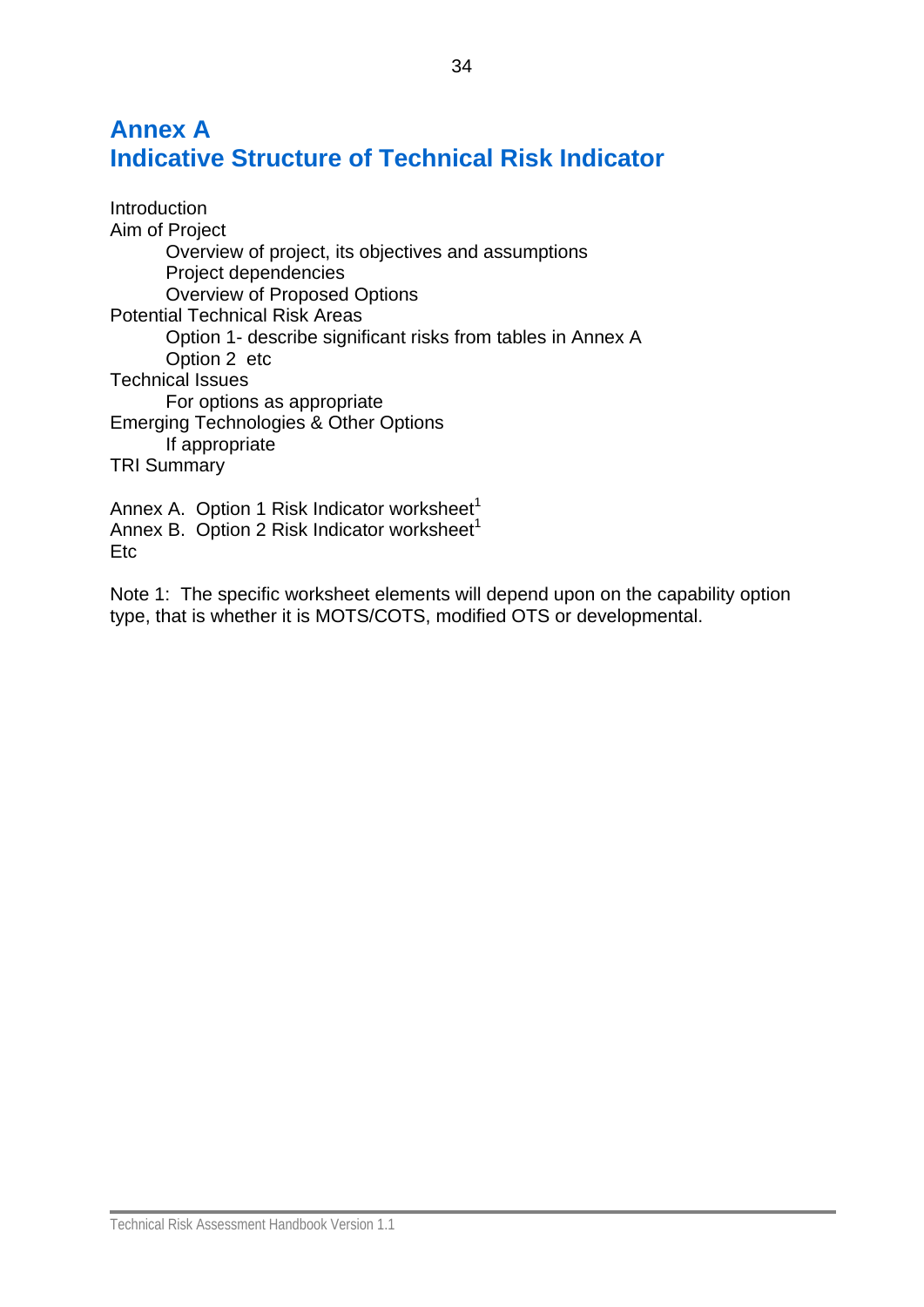# Annex A
# Indicative Structure of Technical Risk Indicator

Introduction

Aim of Project

- Overview of project, its objectives and assumptions
- Project dependencies
- Overview of Proposed Options

Potential Technical Risk Areas

- Option 1- describe significant risks from tables in Annex A
- Option 2 etc

Technical Issues

- For options as appropriate

Emerging Technologies & Other Options

- If appropriate

TRI Summary

Annex A. Option 1 Risk Indicator worksheet[1]
Annex B. Option 2 Risk Indicator worksheet[1]
Etc

Note 1: The specific worksheet elements will depend upon on the capability option type, that is whether it is MOTS/COTS, modified OTS or developmental.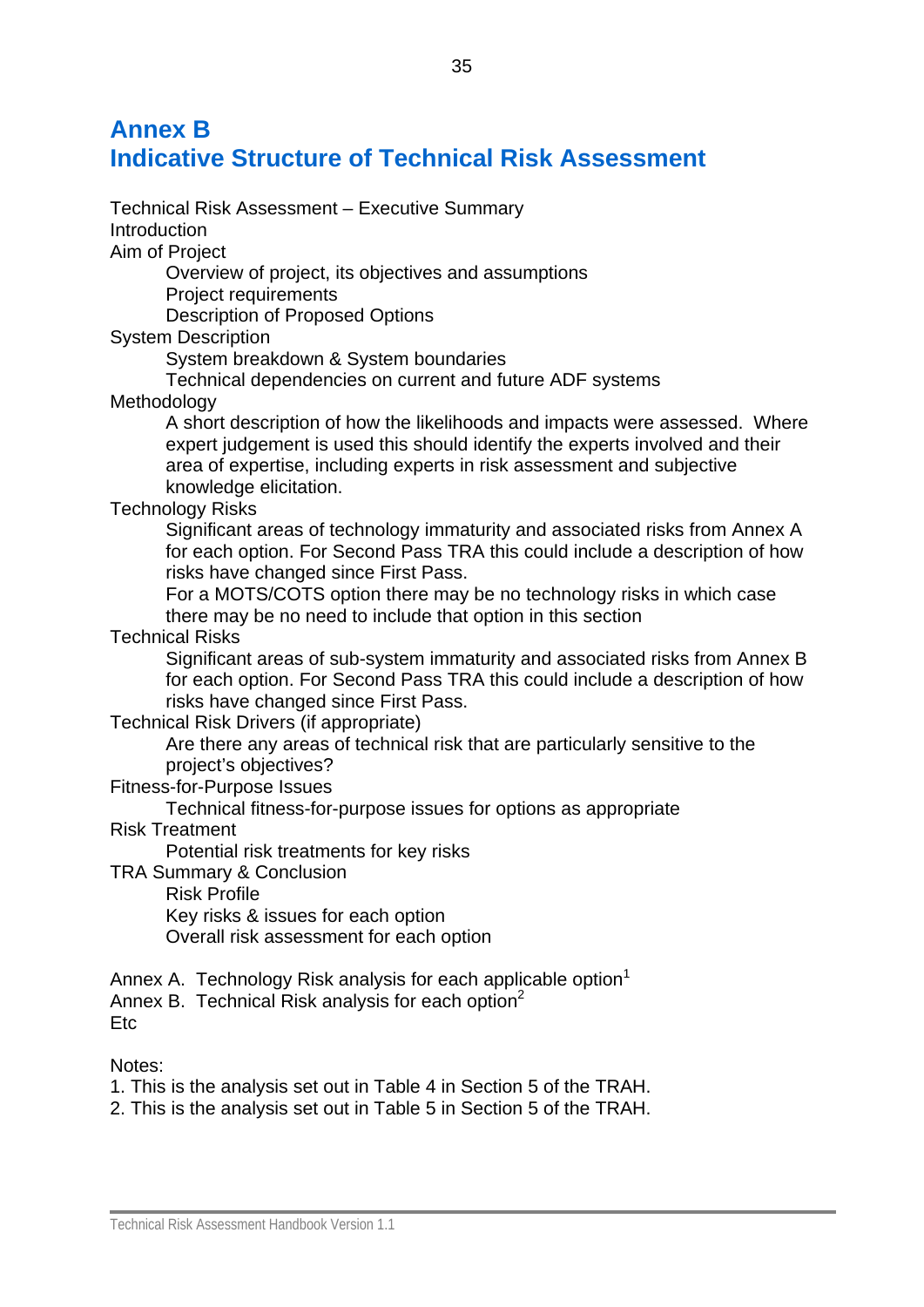# Annex B
# Indicative Structure of Technical Risk Assessment

Technical Risk Assessment – Executive Summary
Introduction
Aim of Project

- Overview of project, its objectives and assumptions
- Project requirements
- Description of Proposed Options

System Description

- System breakdown & System boundaries
- Technical dependencies on current and future ADF systems

Methodology

- A short description of how the likelihoods and impacts were assessed. Where expert judgement is used this should identify the experts involved and their area of expertise, including experts in risk assessment and subjective knowledge elicitation.

Technology Risks

- Significant areas of technology immaturity and associated risks from Annex A for each option. For Second Pass TRA this could include a description of how risks have changed since First Pass.
- For a MOTS/COTS option there may be no technology risks in which case there may be no need to include that option in this section

Technical Risks

- Significant areas of sub-system immaturity and associated risks from Annex B for each option. For Second Pass TRA this could include a description of how risks have changed since First Pass.

Technical Risk Drivers (if appropriate)

- Are there any areas of technical risk that are particularly sensitive to the project's objectives?

Fitness-for-Purpose Issues

- Technical fitness-for-purpose issues for options as appropriate

Risk Treatment

- Potential risk treatments for key risks

TRA Summary & Conclusion

- Risk Profile
- Key risks & issues for each option
- Overall risk assessment for each option

Annex A. Technology Risk analysis for each applicable option[1]
Annex B. Technical Risk analysis for each option[2]
Etc

Notes:

1. This is the analysis set out in Table 4 in Section 5 of the TRAH.
2. This is the analysis set out in Table 5 in Section 5 of the TRAH.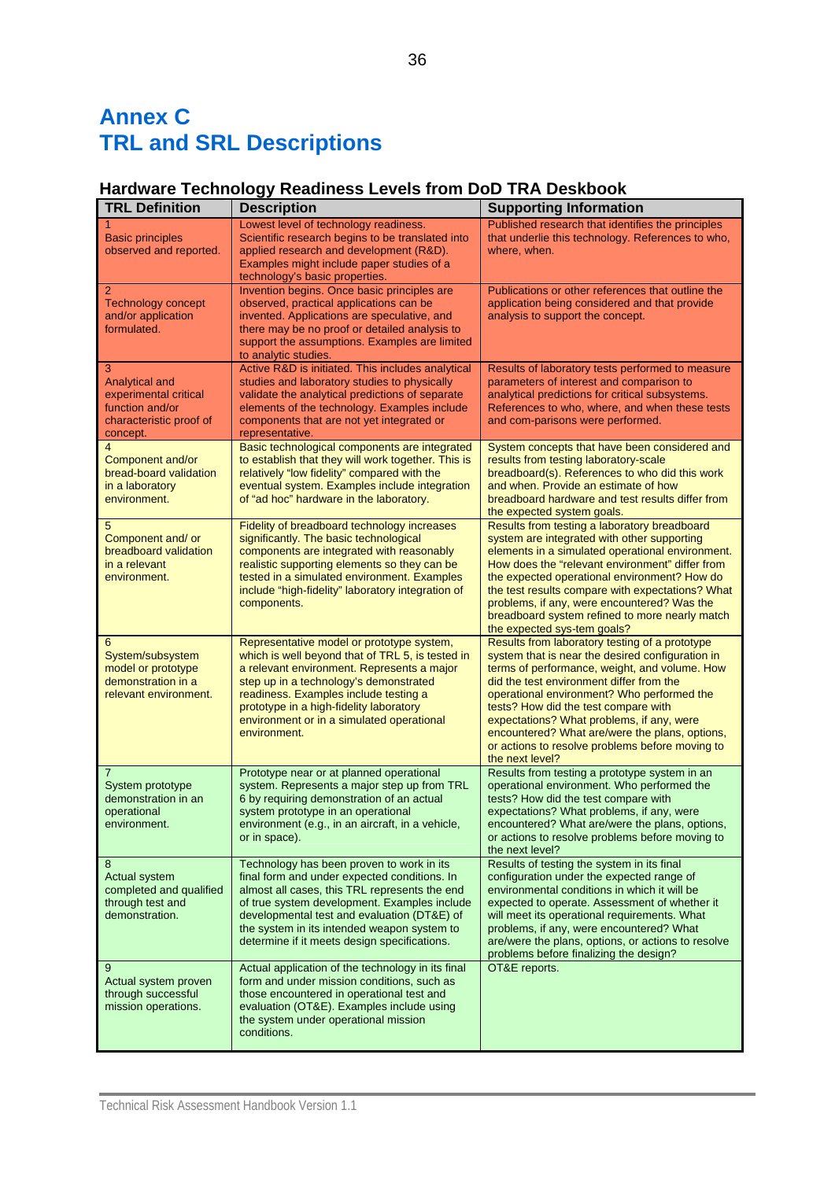# Annex C
# TRL and SRL Descriptions

## Hardware Technology Readiness Levels from DoD TRA Deskbook

| TRL Definition | Description | Supporting Information |
|---|---|---|
| 1<br>Basic principles observed and reported. | Lowest level of technology readiness. Scientific research begins to be translated into applied research and development (R&D). Examples might include paper studies of a technology's basic properties. | Published research that identifies the principles that underlie this technology. References to who, where, when. |
| 2<br>Technology concept and/or application formulated. | Invention begins. Once basic principles are observed, practical applications can be invented. Applications are speculative, and there may be no proof or detailed analysis to support the assumptions. Examples are limited to analytic studies. | Publications or other references that outline the application being considered and that provide analysis to support the concept. |
| 3<br>Analytical and experimental critical function and/or characteristic proof of concept. | Active R&D is initiated. This includes analytical studies and laboratory studies to physically validate the analytical predictions of separate elements of the technology. Examples include components that are not yet integrated or representative. | Results of laboratory tests performed to measure parameters of interest and comparison to analytical predictions for critical subsystems. References to who, where, and when these tests and com-parisons were performed. |
| 4<br>Component and/or bread-board validation in a laboratory environment. | Basic technological components are integrated to establish that they will work together. This is relatively "low fidelity" compared with the eventual system. Examples include integration of "ad hoc" hardware in the laboratory. | System concepts that have been considered and results from testing laboratory-scale breadboard(s). References to who did this work and when. Provide an estimate of how breadboard hardware and test results differ from the expected system goals. |
| 5<br>Component and/ or breadboard validation in a relevant environment. | Fidelity of breadboard technology increases significantly. The basic technological components are integrated with reasonably realistic supporting elements so they can be tested in a simulated environment. Examples include "high-fidelity" laboratory integration of components. | Results from testing a laboratory breadboard system are integrated with other supporting elements in a simulated operational environment. How does the "relevant environment" differ from the expected operational environment? How do the test results compare with expectations? What problems, if any, were encountered? Was the breadboard system refined to more nearly match the expected sys-tem goals? |
| 6<br>System/subsystem model or prototype demonstration in a relevant environment. | Representative model or prototype system, which is well beyond that of TRL 5, is tested in a relevant environment. Represents a major step up in a technology's demonstrated readiness. Examples include testing a prototype in a high-fidelity laboratory environment or in a simulated operational environment. | Results from laboratory testing of a prototype system that is near the desired configuration in terms of performance, weight, and volume. How did the test environment differ from the operational environment? Who performed the tests? How did the test compare with expectations? What problems, if any, were encountered? What are/were the plans, options, or actions to resolve problems before moving to the next level? |
| 7<br>System prototype demonstration in an operational environment. | Prototype near or at planned operational system. Represents a major step up from TRL 6 by requiring demonstration of an actual system prototype in an operational environment (e.g., in an aircraft, in a vehicle, or in space). | Results from testing a prototype system in an operational environment. Who performed the tests? How did the test compare with expectations? What problems, if any, were encountered? What are/were the plans, options, or actions to resolve problems before moving to the next level? |
| 8<br>Actual system completed and qualified through test and demonstration. | Technology has been proven to work in its final form and under expected conditions. In almost all cases, this TRL represents the end of true system development. Examples include developmental test and evaluation (DT&E) of the system in its intended weapon system to determine if it meets design specifications. | Results of testing the system in its final configuration under the expected range of environmental conditions in which it will be expected to operate. Assessment of whether it will meet its operational requirements. What problems, if any, were encountered? What are/were the plans, options, or actions to resolve problems before finalizing the design? |
| 9<br>Actual system proven through successful mission operations. | Actual application of the technology in its final form and under mission conditions, such as those encountered in operational test and evaluation (OT&E). Examples include using the system under operational mission conditions. | OT&E reports. |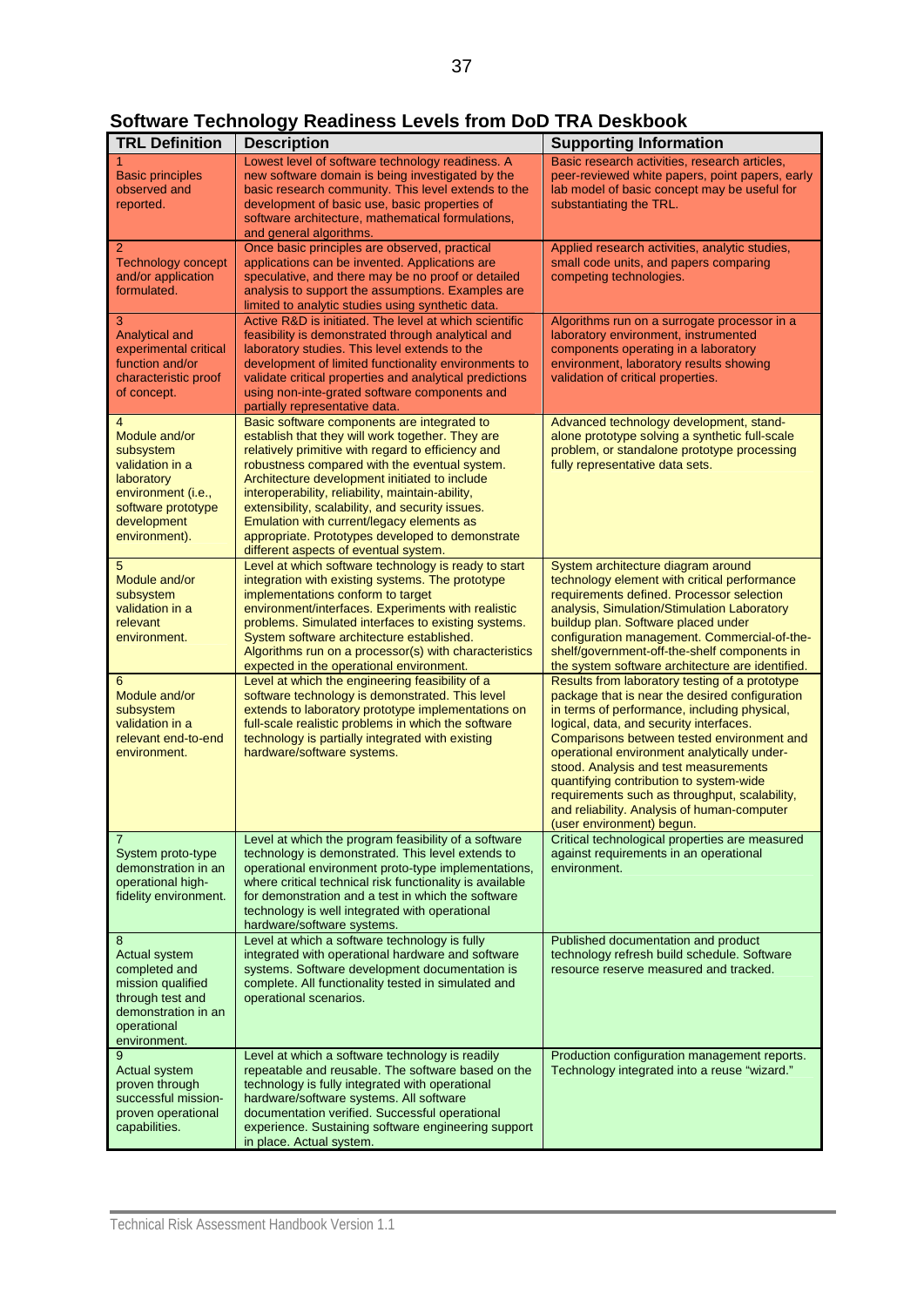## Software Technology Readiness Levels from DoD TRA Deskbook

| TRL Definition | Description | Supporting Information |
|---|---|---|
| 1 Basic principles observed and reported. | Lowest level of software technology readiness. A new software domain is being investigated by the basic research community. This level extends to the development of basic use, basic properties of software architecture, mathematical formulations, and general algorithms. | Basic research activities, research articles, peer-reviewed white papers, point papers, early lab model of basic concept may be useful for substantiating the TRL. |
| 2 Technology concept and/or application formulated. | Once basic principles are observed, practical applications can be invented. Applications are speculative, and there may be no proof or detailed analysis to support the assumptions. Examples are limited to analytic studies using synthetic data. | Applied research activities, analytic studies, small code units, and papers comparing competing technologies. |
| 3 Analytical and experimental critical function and/or characteristic proof of concept. | Active R&D is initiated. The level at which scientific feasibility is demonstrated through analytical and laboratory studies. This level extends to the development of limited functionality environments to validate critical properties and analytical predictions using non-inte-grated software components and partially representative data. | Algorithms run on a surrogate processor in a laboratory environment, instrumented components operating in a laboratory environment, laboratory results showing validation of critical properties. |
| 4 Module and/or subsystem validation in a laboratory environment (i.e., software prototype development environment). | Basic software components are integrated to establish that they will work together. They are relatively primitive with regard to efficiency and robustness compared with the eventual system. Architecture development initiated to include interoperability, reliability, maintain-ability, extensibility, scalability, and security issues. Emulation with current/legacy elements as appropriate. Prototypes developed to demonstrate different aspects of eventual system. | Advanced technology development, stand-alone prototype solving a synthetic full-scale problem, or standalone prototype processing fully representative data sets. |
| 5 Module and/or subsystem validation in a relevant environment. | Level at which software technology is ready to start integration with existing systems. The prototype implementations conform to target environment/interfaces. Experiments with realistic problems. Simulated interfaces to existing systems. System software architecture established. Algorithms run on a processor(s) with characteristics expected in the operational environment. | System architecture diagram around technology element with critical performance requirements defined. Processor selection analysis, Simulation/Stimulation Laboratory buildup plan. Software placed under configuration management. Commercial-of-the-shelf/government-off-the-shelf components in the system software architecture are identified. |
| 6 Module and/or subsystem validation in a relevant end-to-end environment. | Level at which the engineering feasibility of a software technology is demonstrated. This level extends to laboratory prototype implementations on full-scale realistic problems in which the software technology is partially integrated with existing hardware/software systems. | Results from laboratory testing of a prototype package that is near the desired configuration in terms of performance, including physical, logical, data, and security interfaces. Comparisons between tested environment and operational environment analytically under-stood. Analysis and test measurements quantifying contribution to system-wide requirements such as throughput, scalability, and reliability. Analysis of human-computer (user environment) begun. |
| 7 System proto-type demonstration in an operational high-fidelity environment. | Level at which the program feasibility of a software technology is demonstrated. This level extends to operational environment proto-type implementations, where critical technical risk functionality is available for demonstration and a test in which the software technology is well integrated with operational hardware/software systems. | Critical technological properties are measured against requirements in an operational environment. |
| 8 Actual system completed and mission qualified through test and demonstration in an operational environment. | Level at which a software technology is fully integrated with operational hardware and software systems. Software development documentation is complete. All functionality tested in simulated and operational scenarios. | Published documentation and product technology refresh build schedule. Software resource reserve measured and tracked. |
| 9 Actual system proven through successful mission-proven operational capabilities. | Level at which a software technology is readily repeatable and reusable. The software based on the technology is fully integrated with operational hardware/software systems. All software documentation verified. Successful operational experience. Sustaining software engineering support in place. Actual system. | Production configuration management reports. Technology integrated into a reuse "wizard." |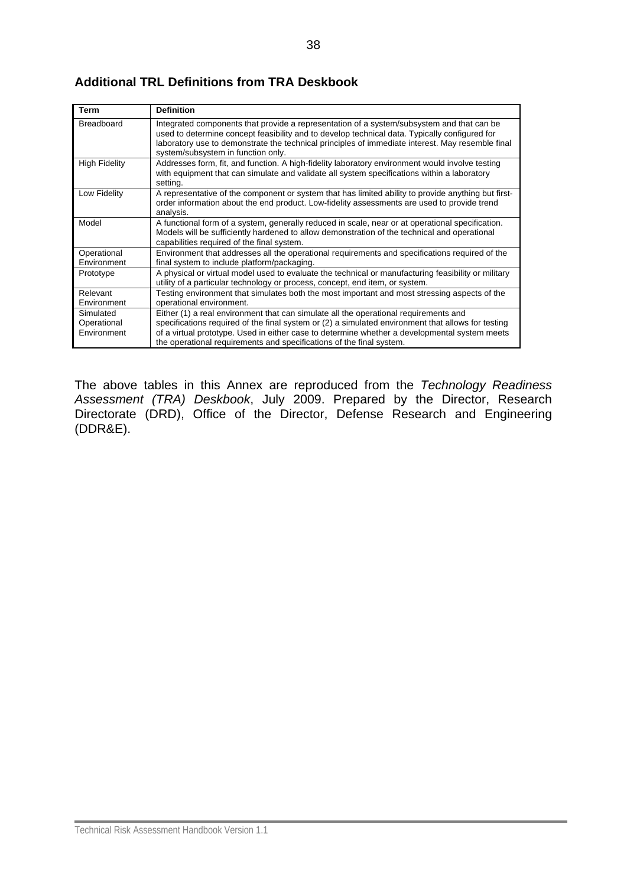### Additional TRL Definitions from TRA Deskbook

| Term | Definition |
|---|---|
| Breadboard | Integrated components that provide a representation of a system/subsystem and that can be used to determine concept feasibility and to develop technical data. Typically configured for laboratory use to demonstrate the technical principles of immediate interest. May resemble final system/subsystem in function only. |
| High Fidelity | Addresses form, fit, and function. A high-fidelity laboratory environment would involve testing with equipment that can simulate and validate all system specifications within a laboratory setting. |
| Low Fidelity | A representative of the component or system that has limited ability to provide anything but first-order information about the end product. Low-fidelity assessments are used to provide trend analysis. |
| Model | A functional form of a system, generally reduced in scale, near or at operational specification. Models will be sufficiently hardened to allow demonstration of the technical and operational capabilities required of the final system. |
| Operational Environment | Environment that addresses all the operational requirements and specifications required of the final system to include platform/packaging. |
| Prototype | A physical or virtual model used to evaluate the technical or manufacturing feasibility or military utility of a particular technology or process, concept, end item, or system. |
| Relevant Environment | Testing environment that simulates both the most important and most stressing aspects of the operational environment. |
| Simulated Operational Environment | Either (1) a real environment that can simulate all the operational requirements and specifications required of the final system or (2) a simulated environment that allows for testing of a virtual prototype. Used in either case to determine whether a developmental system meets the operational requirements and specifications of the final system. |

The above tables in this Annex are reproduced from the *Technology Readiness Assessment (TRA) Deskbook*, July 2009. Prepared by the Director, Research Directorate (DRD), Office of the Director, Defense Research and Engineering (DDR&E).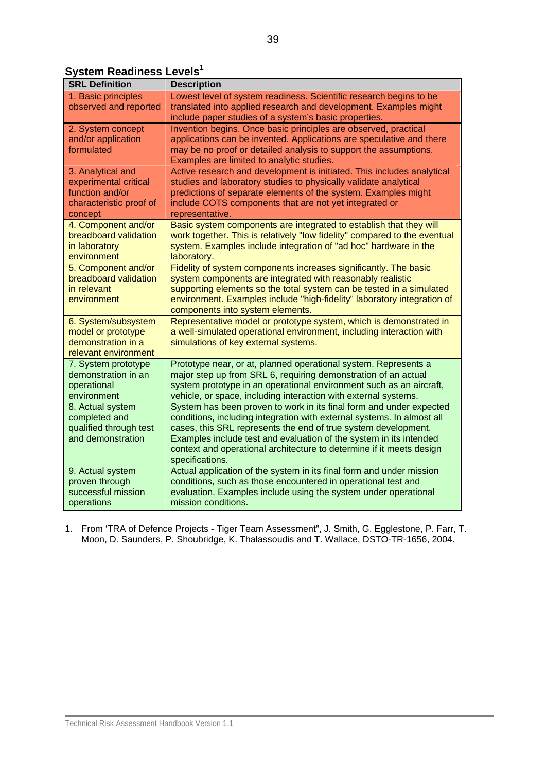## System Readiness Levels[1]

| SRL Definition | Description |
|---|---|
| 1. Basic principles observed and reported | Lowest level of system readiness. Scientific research begins to be translated into applied research and development. Examples might include paper studies of a system's basic properties. |
| 2. System concept and/or application formulated | Invention begins. Once basic principles are observed, practical applications can be invented. Applications are speculative and there may be no proof or detailed analysis to support the assumptions. Examples are limited to analytic studies. |
| 3. Analytical and experimental critical function and/or characteristic proof of concept | Active research and development is initiated. This includes analytical studies and laboratory studies to physically validate analytical predictions of separate elements of the system. Examples might include COTS components that are not yet integrated or representative. |
| 4. Component and/or breadboard validation in laboratory environment | Basic system components are integrated to establish that they will work together. This is relatively "low fidelity" compared to the eventual system. Examples include integration of "ad hoc" hardware in the laboratory. |
| 5. Component and/or breadboard validation in relevant environment | Fidelity of system components increases significantly. The basic system components are integrated with reasonably realistic supporting elements so the total system can be tested in a simulated environment. Examples include "high-fidelity" laboratory integration of components into system elements. |
| 6. System/subsystem model or prototype demonstration in a relevant environment | Representative model or prototype system, which is demonstrated in a well-simulated operational environment, including interaction with simulations of key external systems. |
| 7. System prototype demonstration in an operational environment | Prototype near, or at, planned operational system. Represents a major step up from SRL 6, requiring demonstration of an actual system prototype in an operational environment such as an aircraft, vehicle, or space, including interaction with external systems. |
| 8. Actual system completed and qualified through test and demonstration | System has been proven to work in its final form and under expected conditions, including integration with external systems. In almost all cases, this SRL represents the end of true system development. Examples include test and evaluation of the system in its intended context and operational architecture to determine if it meets design specifications. |
| 9. Actual system proven through successful mission operations | Actual application of the system in its final form and under mission conditions, such as those encountered in operational test and evaluation. Examples include using the system under operational mission conditions. |

1. From 'TRA of Defence Projects - Tiger Team Assessment", J. Smith, G. Egglestone, P. Farr, T. Moon, D. Saunders, P. Shoubridge, K. Thalassoudis and T. Wallace, DSTO-TR-1656, 2004.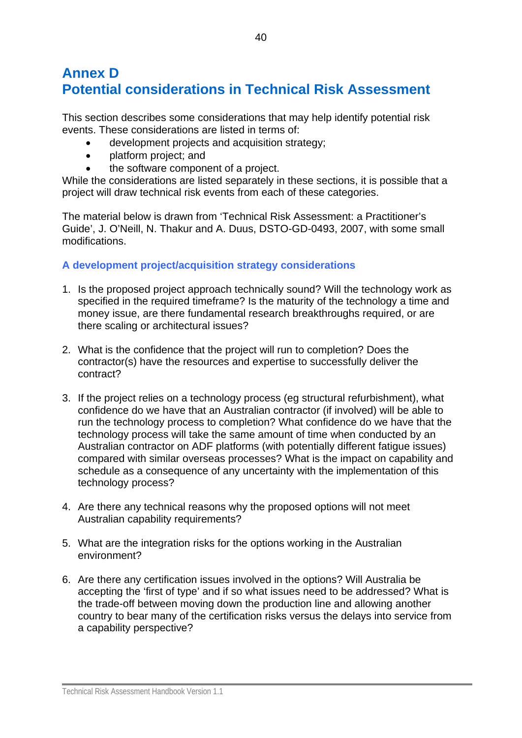# Annex D
# Potential considerations in Technical Risk Assessment

This section describes some considerations that may help identify potential risk events. These considerations are listed in terms of:

- development projects and acquisition strategy;
- platform project; and
- the software component of a project.

While the considerations are listed separately in these sections, it is possible that a project will draw technical risk events from each of these categories.

The material below is drawn from 'Technical Risk Assessment: a Practitioner's Guide', J. O'Neill, N. Thakur and A. Duus, DSTO-GD-0493, 2007, with some small modifications.

### A development project/acquisition strategy considerations

1. Is the proposed project approach technically sound? Will the technology work as specified in the required timeframe? Is the maturity of the technology a time and money issue, are there fundamental research breakthroughs required, or are there scaling or architectural issues?

2. What is the confidence that the project will run to completion? Does the contractor(s) have the resources and expertise to successfully deliver the contract?

3. If the project relies on a technology process (eg structural refurbishment), what confidence do we have that an Australian contractor (if involved) will be able to run the technology process to completion? What confidence do we have that the technology process will take the same amount of time when conducted by an Australian contractor on ADF platforms (with potentially different fatigue issues) compared with similar overseas processes? What is the impact on capability and schedule as a consequence of any uncertainty with the implementation of this technology process?

4. Are there any technical reasons why the proposed options will not meet Australian capability requirements?

5. What are the integration risks for the options working in the Australian environment?

6. Are there any certification issues involved in the options? Will Australia be accepting the 'first of type' and if so what issues need to be addressed? What is the trade-off between moving down the production line and allowing another country to bear many of the certification risks versus the delays into service from a capability perspective?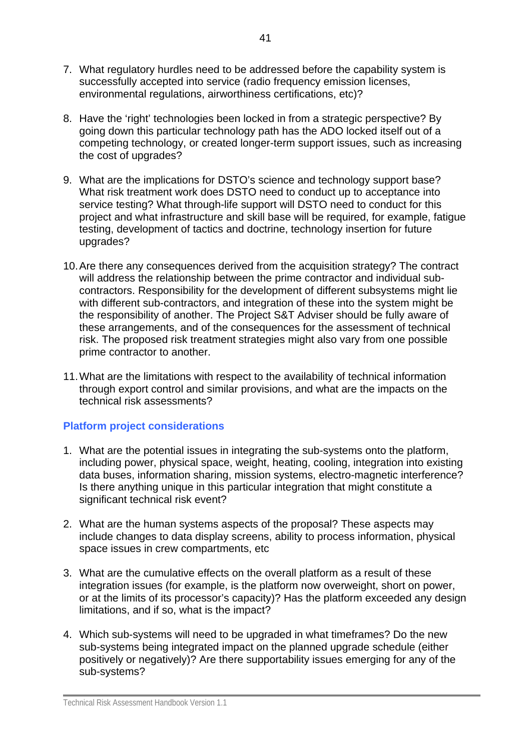7. What regulatory hurdles need to be addressed before the capability system is successfully accepted into service (radio frequency emission licenses, environmental regulations, airworthiness certifications, etc)?

8. Have the 'right' technologies been locked in from a strategic perspective? By going down this particular technology path has the ADO locked itself out of a competing technology, or created longer-term support issues, such as increasing the cost of upgrades?

9. What are the implications for DSTO's science and technology support base? What risk treatment work does DSTO need to conduct up to acceptance into service testing? What through-life support will DSTO need to conduct for this project and what infrastructure and skill base will be required, for example, fatigue testing, development of tactics and doctrine, technology insertion for future upgrades?

10. Are there any consequences derived from the acquisition strategy? The contract will address the relationship between the prime contractor and individual sub-contractors. Responsibility for the development of different subsystems might lie with different sub-contractors, and integration of these into the system might be the responsibility of another. The Project S&T Adviser should be fully aware of these arrangements, and of the consequences for the assessment of technical risk. The proposed risk treatment strategies might also vary from one possible prime contractor to another.

11. What are the limitations with respect to the availability of technical information through export control and similar provisions, and what are the impacts on the technical risk assessments?

### Platform project considerations

1. What are the potential issues in integrating the sub-systems onto the platform, including power, physical space, weight, heating, cooling, integration into existing data buses, information sharing, mission systems, electro-magnetic interference? Is there anything unique in this particular integration that might constitute a significant technical risk event?

2. What are the human systems aspects of the proposal? These aspects may include changes to data display screens, ability to process information, physical space issues in crew compartments, etc

3. What are the cumulative effects on the overall platform as a result of these integration issues (for example, is the platform now overweight, short on power, or at the limits of its processor's capacity)? Has the platform exceeded any design limitations, and if so, what is the impact?

4. Which sub-systems will need to be upgraded in what timeframes? Do the new sub-systems being integrated impact on the planned upgrade schedule (either positively or negatively)? Are there supportability issues emerging for any of the sub-systems?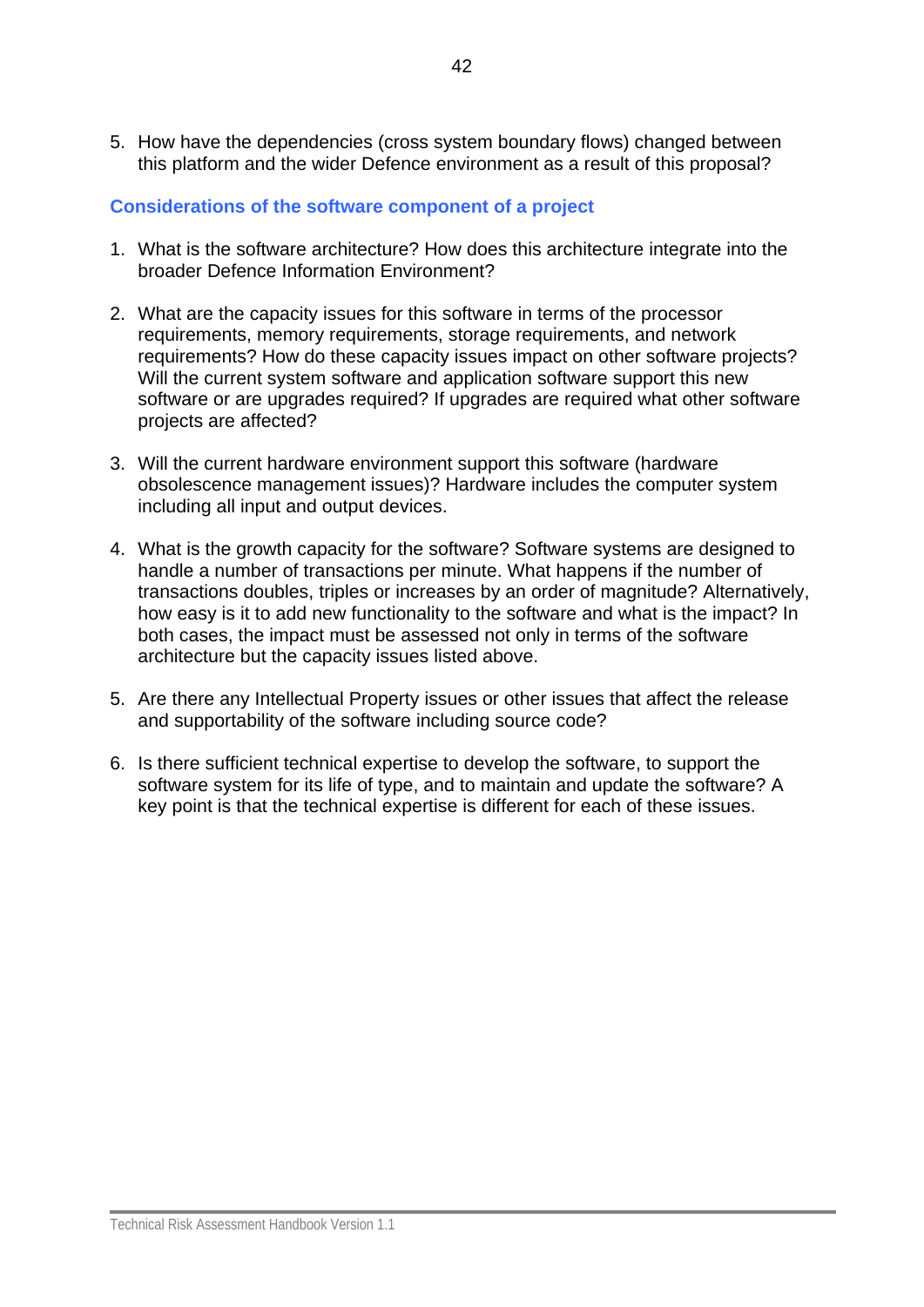5. How have the dependencies (cross system boundary flows) changed between this platform and the wider Defence environment as a result of this proposal?

### Considerations of the software component of a project

1. What is the software architecture? How does this architecture integrate into the broader Defence Information Environment?

2. What are the capacity issues for this software in terms of the processor requirements, memory requirements, storage requirements, and network requirements? How do these capacity issues impact on other software projects? Will the current system software and application software support this new software or are upgrades required? If upgrades are required what other software projects are affected?

3. Will the current hardware environment support this software (hardware obsolescence management issues)? Hardware includes the computer system including all input and output devices.

4. What is the growth capacity for the software? Software systems are designed to handle a number of transactions per minute. What happens if the number of transactions doubles, triples or increases by an order of magnitude? Alternatively, how easy is it to add new functionality to the software and what is the impact? In both cases, the impact must be assessed not only in terms of the software architecture but the capacity issues listed above.

5. Are there any Intellectual Property issues or other issues that affect the release and supportability of the software including source code?

6. Is there sufficient technical expertise to develop the software, to support the software system for its life of type, and to maintain and update the software? A key point is that the technical expertise is different for each of these issues.